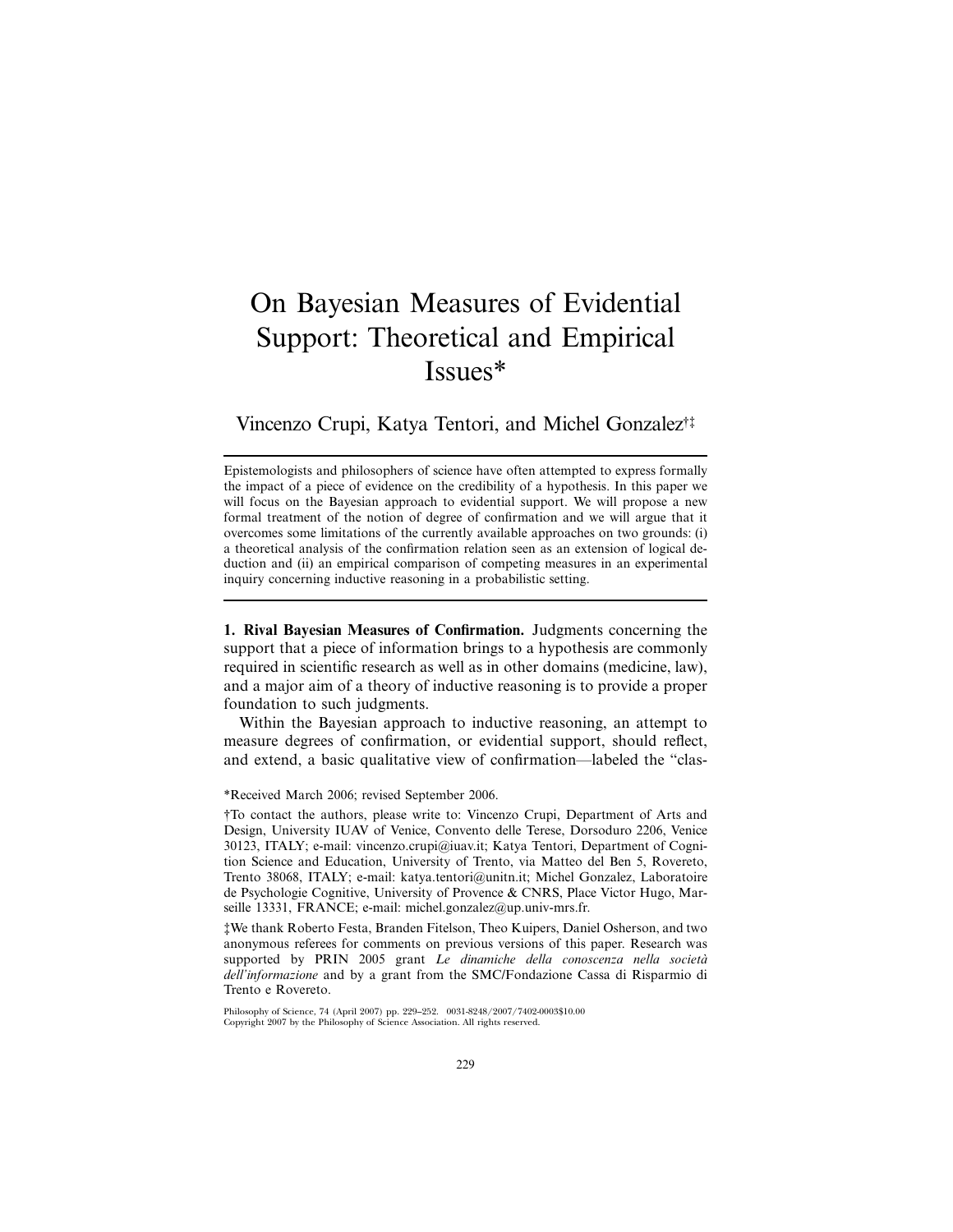# On Bayesian Measures of Evidential Support: Theoretical and Empirical Issues*

Vincenzo Crupi, Katya Tentori, and Michel Gonzalez†‡

Epistemologists and philosophers of science have often attempted to express formally the impact of a piece of evidence on the credibility of a hypothesis. In this paper we will focus on the Bayesian approach to evidential support. We will propose a new formal treatment of the notion of degree of confirmation and we will argue that it overcomes some limitations of the currently available approaches on two grounds: (i) a theoretical analysis of the confirmation relation seen as an extension of logical deduction and (ii) an empirical comparison of competing measures in an experimental inquiry concerning inductive reasoning in a probabilistic setting.

**1. Rival Bayesian Measures of Confirmation.** Judgments concerning the support that a piece of information brings to a hypothesis are commonly required in scientific research as well as in other domains (medicine, law), and a major aim of a theory of inductive reasoning is to provide a proper foundation to such judgments.

Within the Bayesian approach to inductive reasoning, an attempt to measure degrees of confirmation, or evidential support, should reflect, and extend, a basic qualitative view of confirmation—labeled the "clas-

*Received March 2006; revised September 2006.

†To contact the authors, please write to: Vincenzo Crupi, Department of Arts and Design, University IUAV of Venice, Convento delle Terese, Dorsoduro 2206, Venice 30123, ITALY; e-mail: vincenzo.crupi@iuav.it; Katya Tentori, Department of Cognition Science and Education, University of Trento, via Matteo del Ben 5, Rovereto, Trento 38068, ITALY; e-mail: katya.tentori@unitn.it; Michel Gonzalez, Laboratoire de Psychologie Cognitive, University of Provence & CNRS, Place Victor Hugo, Marseille 13331, FRANCE; e-mail: michel.gonzalez@up.univ-mrs.fr.

‡We thank Roberto Festa, Branden Fitelson, Theo Kuipers, Daniel Osherson, and two anonymous referees for comments on previous versions of this paper. Research was supported by PRIN 2005 grant *Le dinamiche della conoscenza nella società dell'informazione* and by a grant from the SMC/Fondazione Cassa di Risparmio di Trento e Rovereto.

Philosophy of Science, 74 (April 2007) pp. 229–252. 0031-8248/2007/7402-0003$10.00
Copyright 2007 by the Philosophy of Science Association. All rights reserved.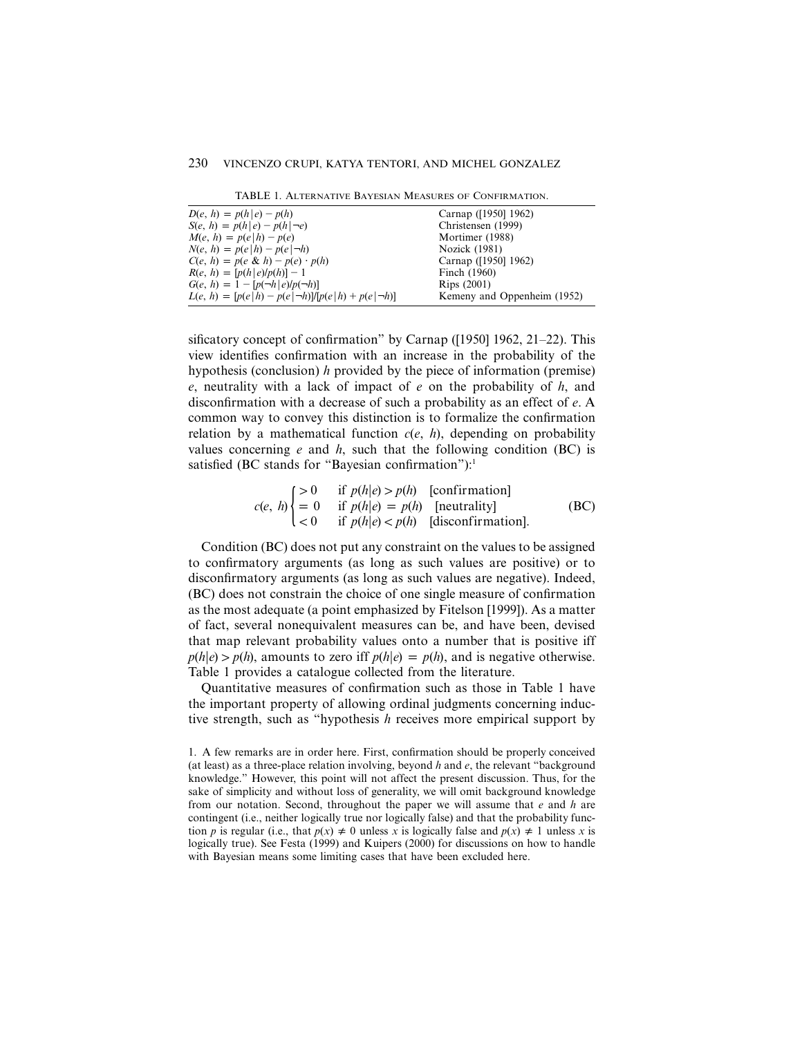TABLE 1. ALTERNATIVE BAYESIAN MEASURES OF CONFIRMATION.

| | |
|---|---|
| $D(e, h) = p(h\|e) - p(h)$ | Carnap ([1950] 1962) |
| $S(e, h) = p(h\|e) - p(h\|\neg e)$ | Christensen (1999) |
| $M(e, h) = p(e\|h) - p(e)$ | Mortimer (1988) |
| $N(e, h) = p(e\|h) - p(e\|\neg h)$ | Nozick (1981) |
| $C(e, h) = p(e \,\&\, h) - p(e) \cdot p(h)$ | Carnap ([1950] 1962) |
| $R(e, h) = [p(h\|e)/p(h)] - 1$ | Finch (1960) |
| $G(e, h) = 1 - [p(\neg h\|e)/p(\neg h)]$ | Rips (2001) |
| $L(e, h) = [p(e\|h) - p(e\|\neg h)]/[p(e\|h) + p(e\|\neg h)]$ | Kemeny and Oppenheim (1952) |

sificatory concept of confirmation" by Carnap ([1950] 1962, 21–22). This view identifies confirmation with an increase in the probability of the hypothesis (conclusion) $h$ provided by the piece of information (premise) $e$, neutrality with a lack of impact of $e$ on the probability of $h$, and disconfirmation with a decrease of such a probability as an effect of $e$. A common way to convey this distinction is to formalize the confirmation relation by a mathematical function $c(e, h)$, depending on probability values concerning $e$ and $h$, such that the following condition (BC) is satisfied (BC stands for "Bayesian confirmation"):[1]

$$c(e, h)\begin{cases} > 0 & \text{if } p(h|e) > p(h) \quad \text{[confirmation]} \\ = 0 & \text{if } p(h|e) = p(h) \quad \text{[neutrality]} \\ < 0 & \text{if } p(h|e) < p(h) \quad \text{[disconfirmation].} \end{cases} \tag{BC}$$

Condition (BC) does not put any constraint on the values to be assigned to confirmatory arguments (as long as such values are positive) or to disconfirmatory arguments (as long as such values are negative). Indeed, (BC) does not constrain the choice of one single measure of confirmation as the most adequate (a point emphasized by Fitelson [1999]). As a matter of fact, several nonequivalent measures can be, and have been, devised that map relevant probability values onto a number that is positive iff $p(h|e) > p(h)$, amounts to zero iff $p(h|e) = p(h)$, and is negative otherwise. Table 1 provides a catalogue collected from the literature.

Quantitative measures of confirmation such as those in Table 1 have the important property of allowing ordinal judgments concerning inductive strength, such as "hypothesis $h$ receives more empirical support by

1. A few remarks are in order here. First, confirmation should be properly conceived (at least) as a three-place relation involving, beyond $h$ and $e$, the relevant "background knowledge." However, this point will not affect the present discussion. Thus, for the sake of simplicity and without loss of generality, we will omit background knowledge from our notation. Second, throughout the paper we will assume that $e$ and $h$ are contingent (i.e., neither logically true nor logically false) and that the probability function $p$ is regular (i.e., that $p(x) \neq 0$ unless $x$ is logically false and $p(x) \neq 1$ unless $x$ is logically true). See Festa (1999) and Kuipers (2000) for discussions on how to handle with Bayesian means some limiting cases that have been excluded here.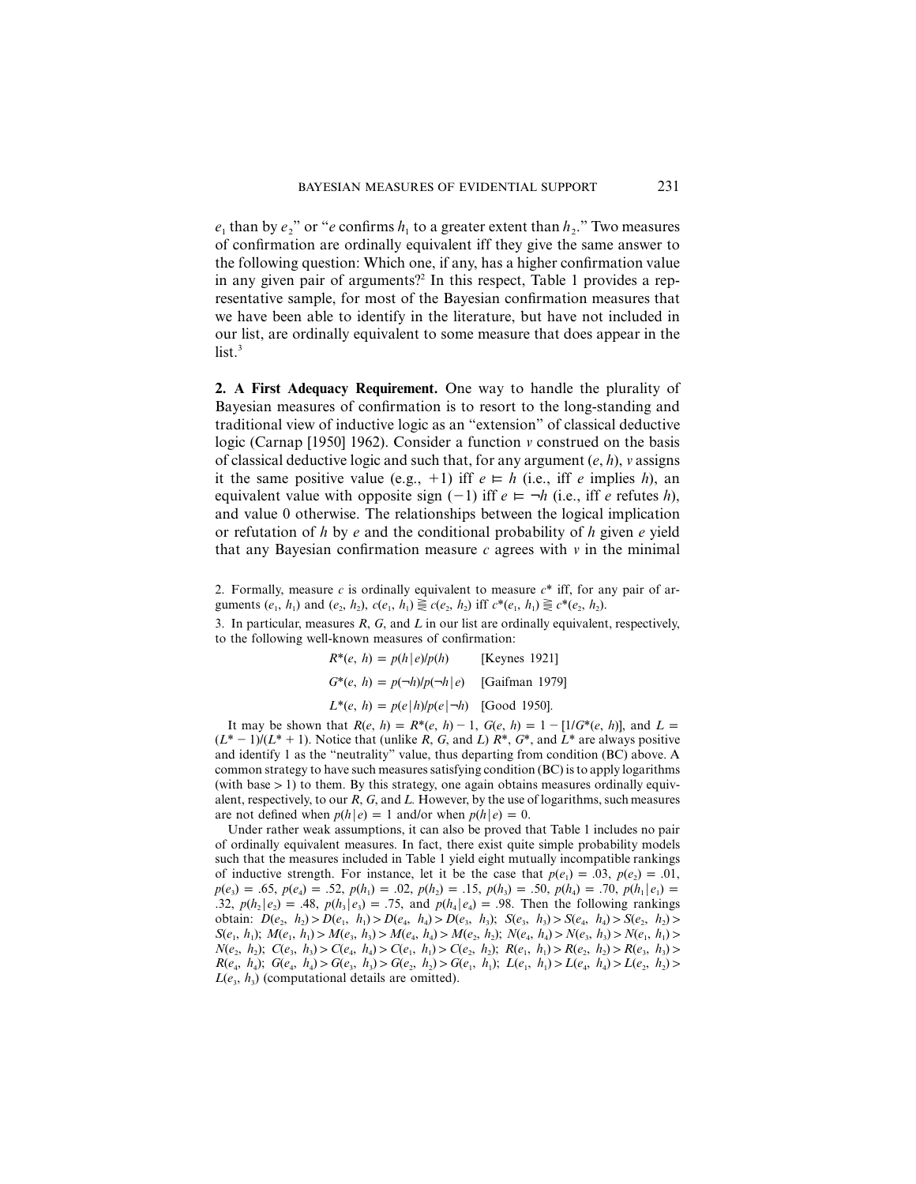$e_1$ than by $e_2$" or "$e$ confirms $h_1$ to a greater extent than $h_2$." Two measures of confirmation are ordinally equivalent iff they give the same answer to the following question: Which one, if any, has a higher confirmation value in any given pair of arguments?[2] In this respect, Table 1 provides a representative sample, for most of the Bayesian confirmation measures that we have been able to identify in the literature, but have not included in our list, are ordinally equivalent to some measure that does appear in the list.[3]

**2. A First Adequacy Requirement.** One way to handle the plurality of Bayesian measures of confirmation is to resort to the long-standing and traditional view of inductive logic as an "extension" of classical deductive logic (Carnap [1950] 1962). Consider a function $v$ construed on the basis of classical deductive logic and such that, for any argument $(e, h)$, $v$ assigns it the same positive value (e.g., $+1$) iff $e \vDash h$ (i.e., iff $e$ implies $h$), an equivalent value with opposite sign ($-1$) iff $e \vDash \neg h$ (i.e., iff $e$ refutes $h$), and value 0 otherwise. The relationships between the logical implication or refutation of $h$ by $e$ and the conditional probability of $h$ given $e$ yield that any Bayesian confirmation measure $c$ agrees with $v$ in the minimal

2. Formally, measure $c$ is ordinally equivalent to measure $c^*$ iff, for any pair of arguments $(e_1, h_1)$ and $(e_2, h_2)$, $c(e_1, h_1) \gtreqless c(e_2, h_2)$ iff $c^*(e_1, h_1) \gtreqless c^*(e_2, h_2)$.

3. In particular, measures $R$, $G$, and $L$ in our list are ordinally equivalent, respectively, to the following well-known measures of confirmation:

$$R^*(e, h) = p(h|e)/p(h) \qquad \text{[Keynes 1921]}$$

$$G^*(e, h) = p(\neg h)/p(\neg h|e) \qquad \text{[Gaifman 1979]}$$

$$L^*(e, h) = p(e|h)/p(e|\neg h) \qquad \text{[Good 1950].}$$

It may be shown that $R(e, h) = R^*(e, h) - 1$, $G(e, h) = 1 - [1/G^*(e, h)]$, and $L = (L^* - 1)/(L^* + 1)$. Notice that (unlike $R$, $G$, and $L$) $R^*$, $G^*$, and $L^*$ are always positive and identify 1 as the "neutrality" value, thus departing from condition (BC) above. A common strategy to have such measures satisfying condition (BC) is to apply logarithms (with base $> 1$) to them. By this strategy, one again obtains measures ordinally equivalent, respectively, to our $R$, $G$, and $L$. However, by the use of logarithms, such measures are not defined when $p(h|e) = 1$ and/or when $p(h|e) = 0$.

Under rather weak assumptions, it can also be proved that Table 1 includes no pair of ordinally equivalent measures. In fact, there exist quite simple probability models such that the measures included in Table 1 yield eight mutually incompatible rankings of inductive strength. For instance, let it be the case that $p(e_1) = .03$, $p(e_2) = .01$, $p(e_3) = .65$, $p(e_4) = .52$, $p(h_1) = .02$, $p(h_2) = .15$, $p(h_3) = .50$, $p(h_4) = .70$, $p(h_1|e_1) = .32$, $p(h_2|e_2) = .48$, $p(h_3|e_3) = .75$, and $p(h_4|e_4) = .98$. Then the following rankings obtain: $D(e_2, h_2) > D(e_1, h_1) > D(e_4, h_4) > D(e_3, h_3)$; $S(e_3, h_3) > S(e_4, h_4) > S(e_2, h_2) > S(e_1, h_1)$; $M(e_1, h_1) > M(e_3, h_3) > M(e_4, h_4) > M(e_2, h_2)$; $N(e_4, h_4) > N(e_3, h_3) > N(e_1, h_1) > N(e_2, h_2)$; $C(e_3, h_3) > C(e_4, h_4) > C(e_1, h_1) > C(e_2, h_2)$; $R(e_1, h_1) > R(e_2, h_2) > R(e_3, h_3) > R(e_4, h_4)$; $G(e_4, h_4) > G(e_3, h_3) > G(e_2, h_2) > G(e_1, h_1)$; $L(e_1, h_1) > L(e_4, h_4) > L(e_2, h_2) > L(e_3, h_3)$ (computational details are omitted).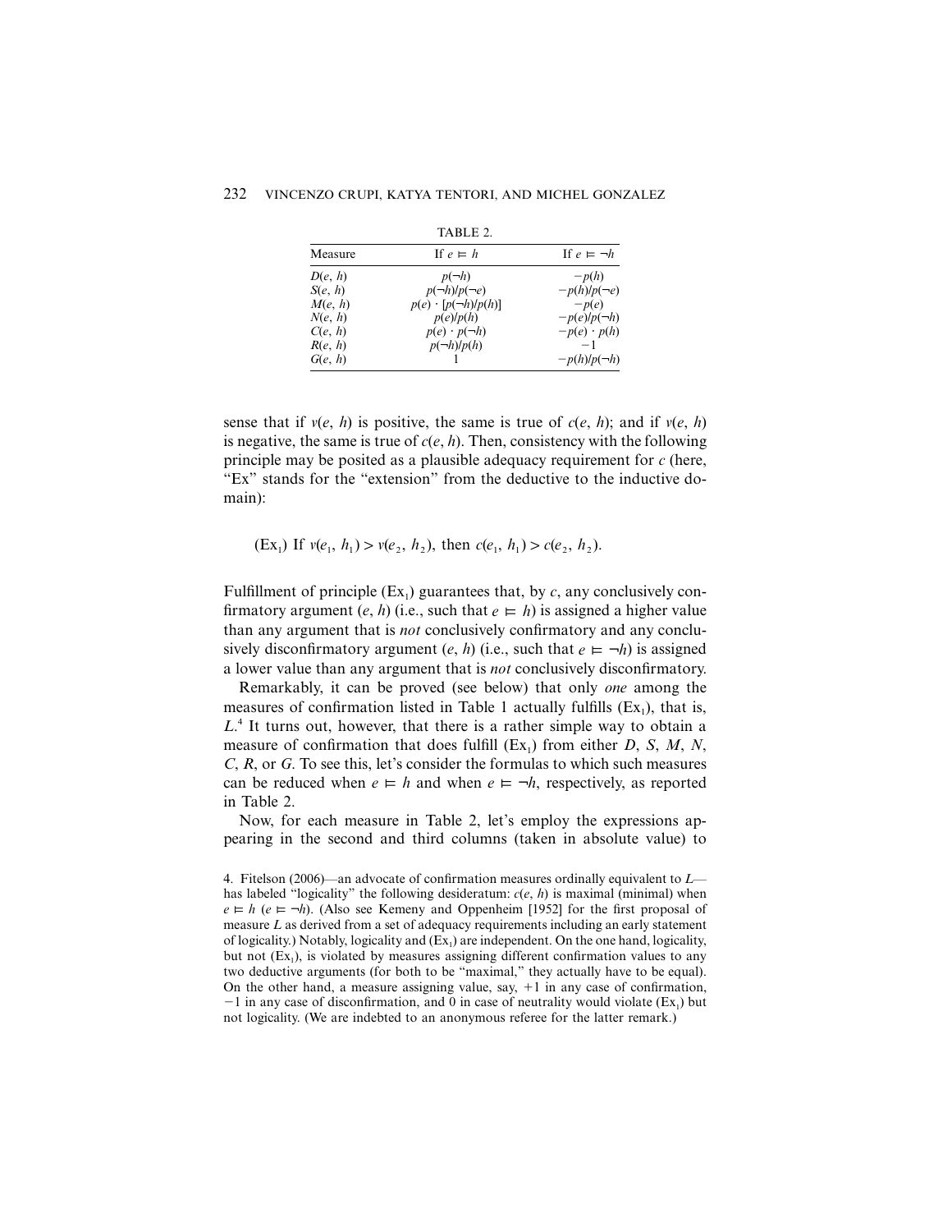TABLE 2.

| Measure | If $e \vDash h$ | If $e \vDash \neg h$ |
|---|---|---|
| $D(e, h)$ | $p(\neg h)$ | $-p(h)$ |
| $S(e, h)$ | $p(\neg h)/p(\neg e)$ | $-p(h)/p(\neg e)$ |
| $M(e, h)$ | $p(e) \cdot [p(\neg h)/p(h)]$ | $-p(e)$ |
| $N(e, h)$ | $p(e)/p(h)$ | $-p(e)/p(\neg h)$ |
| $C(e, h)$ | $p(e) \cdot p(\neg h)$ | $-p(e) \cdot p(h)$ |
| $R(e, h)$ | $p(\neg h)/p(h)$ | $-1$ |
| $G(e, h)$ | $1$ | $-p(h)/p(\neg h)$ |

sense that if $v(e, h)$ is positive, the same is true of $c(e, h)$; and if $v(e, h)$ is negative, the same is true of $c(e, h)$. Then, consistency with the following principle may be posited as a plausible adequacy requirement for $c$ (here, "Ex" stands for the "extension" from the deductive to the inductive domain):

($\text{Ex}_1$) If $v(e_1, h_1) > v(e_2, h_2)$, then $c(e_1, h_1) > c(e_2, h_2)$.

Fulfillment of principle ($\text{Ex}_1$) guarantees that, by $c$, any conclusively confirmatory argument $(e, h)$ (i.e., such that $e \vDash h$) is assigned a higher value than any argument that is *not* conclusively confirmatory and any conclusively disconfirmatory argument $(e, h)$ (i.e., such that $e \vDash \neg h$) is assigned a lower value than any argument that is *not* conclusively disconfirmatory.

Remarkably, it can be proved (see below) that only *one* among the measures of confirmation listed in Table 1 actually fulfills ($\text{Ex}_1$), that is, $L$.[4] It turns out, however, that there is a rather simple way to obtain a measure of confirmation that does fulfill ($\text{Ex}_1$) from either $D$, $S$, $M$, $N$, $C$, $R$, or $G$. To see this, let's consider the formulas to which such measures can be reduced when $e \vDash h$ and when $e \vDash \neg h$, respectively, as reported in Table 2.

Now, for each measure in Table 2, let's employ the expressions appearing in the second and third columns (taken in absolute value) to

4. Fitelson (2006)—an advocate of confirmation measures ordinally equivalent to $L$—has labeled "logicality" the following desideratum: $c(e, h)$ is maximal (minimal) when $e \vDash h$ ($e \vDash \neg h$). (Also see Kemeny and Oppenheim [1952] for the first proposal of measure $L$ as derived from a set of adequacy requirements including an early statement of logicality.) Notably, logicality and ($\text{Ex}_1$) are independent. On the one hand, logicality, but not ($\text{Ex}_1$), is violated by measures assigning different confirmation values to any two deductive arguments (for both to be "maximal," they actually have to be equal). On the other hand, a measure assigning value, say, $+1$ in any case of confirmation, $-1$ in any case of disconfirmation, and $0$ in case of neutrality would violate ($\text{Ex}_1$) but not logicality. (We are indebted to an anonymous referee for the latter remark.)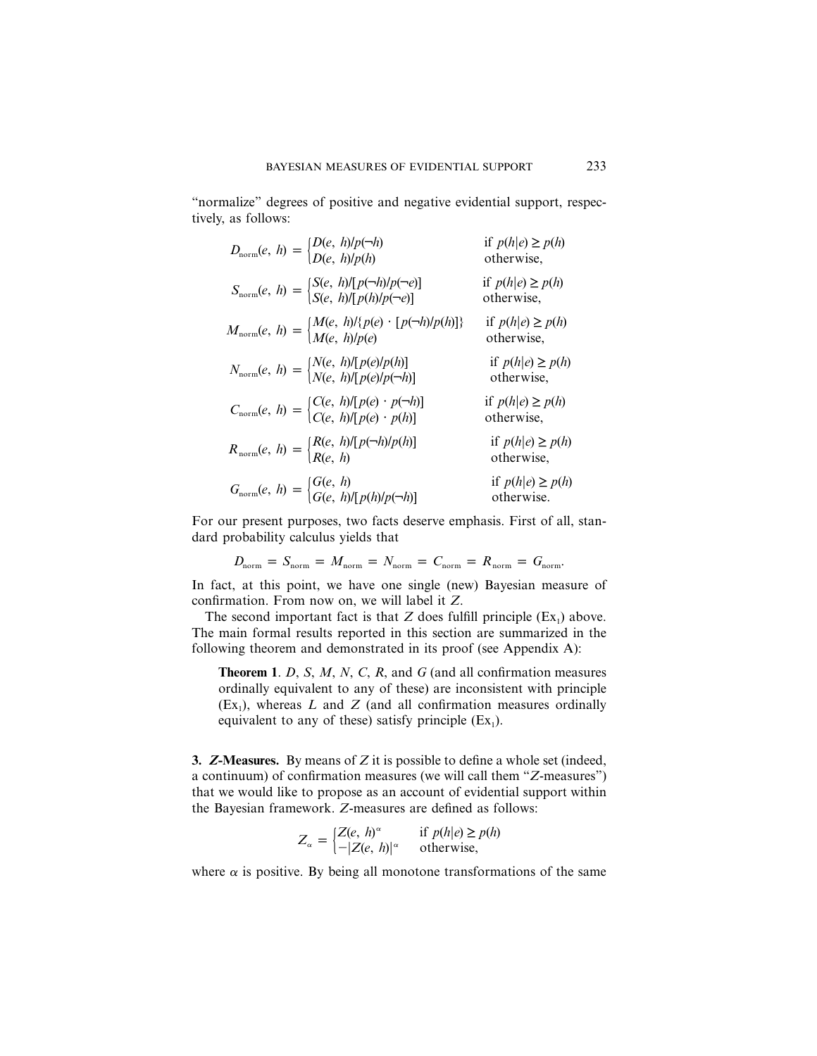"normalize" degrees of positive and negative evidential support, respectively, as follows:

$$D_{\text{norm}}(e, h) = \begin{cases} D(e, h)/p(\neg h) & \text{if } p(h|e) \geq p(h) \\ D(e, h)/p(h) & \text{otherwise,} \end{cases}$$

$$S_{\text{norm}}(e, h) = \begin{cases} S(e, h)/[p(\neg h)/p(\neg e)] & \text{if } p(h|e) \geq p(h) \\ S(e, h)/[p(h)/p(\neg e)] & \text{otherwise,} \end{cases}$$

$$M_{\text{norm}}(e, h) = \begin{cases} M(e, h)/\{p(e) \cdot [p(\neg h)/p(h)]\} & \text{if } p(h|e) \geq p(h) \\ M(e, h)/p(e) & \text{otherwise,} \end{cases}$$

$$N_{\text{norm}}(e, h) = \begin{cases} N(e, h)/[p(e)/p(h)] & \text{if } p(h|e) \geq p(h) \\ N(e, h)/[p(e)/p(\neg h)] & \text{otherwise,} \end{cases}$$

$$C_{\text{norm}}(e, h) = \begin{cases} C(e, h)/[p(e) \cdot p(\neg h)] & \text{if } p(h|e) \geq p(h) \\ C(e, h)/[p(e) \cdot p(h)] & \text{otherwise,} \end{cases}$$

$$R_{\text{norm}}(e, h) = \begin{cases} R(e, h)/[p(\neg h)/p(h)] & \text{if } p(h|e) \geq p(h) \\ R(e, h) & \text{otherwise,} \end{cases}$$

$$G_{\text{norm}}(e, h) = \begin{cases} G(e, h) & \text{if } p(h|e) \geq p(h) \\ G(e, h)/[p(h)/p(\neg h)] & \text{otherwise.} \end{cases}$$

For our present purposes, two facts deserve emphasis. First of all, standard probability calculus yields that

$$D_{\text{norm}} = S_{\text{norm}} = M_{\text{norm}} = N_{\text{norm}} = C_{\text{norm}} = R_{\text{norm}} = G_{\text{norm}}.$$

In fact, at this point, we have one single (new) Bayesian measure of confirmation. From now on, we will label it $Z$.

The second important fact is that $Z$ does fulfill principle ($\text{Ex}_1$) above. The main formal results reported in this section are summarized in the following theorem and demonstrated in its proof (see Appendix A):

> **Theorem 1**. $D$, $S$, $M$, $N$, $C$, $R$, and $G$ (and all confirmation measures ordinally equivalent to any of these) are inconsistent with principle ($\text{Ex}_1$), whereas $L$ and $Z$ (and all confirmation measures ordinally equivalent to any of these) satisfy principle ($\text{Ex}_1$).

## 3. *Z*-Measures.

By means of $Z$ it is possible to define a whole set (indeed, a continuum) of confirmation measures (we will call them "$Z$-measures") that we would like to propose as an account of evidential support within the Bayesian framework. $Z$-measures are defined as follows:

$$Z_\alpha = \begin{cases} Z(e, h)^\alpha & \text{if } p(h|e) \geq p(h) \\ -|Z(e, h)|^\alpha & \text{otherwise,} \end{cases}$$

where $\alpha$ is positive. By being all monotone transformations of the same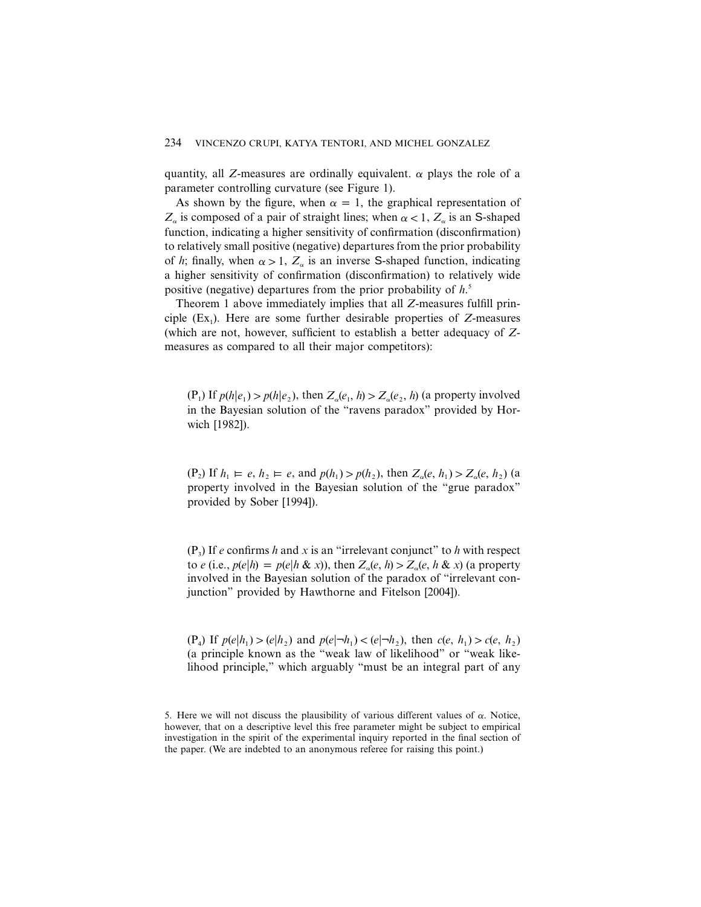quantity, all $Z$-measures are ordinally equivalent. $\alpha$ plays the role of a parameter controlling curvature (see Figure 1).

As shown by the figure, when $\alpha = 1$, the graphical representation of $Z_\alpha$ is composed of a pair of straight lines; when $\alpha < 1$, $Z_\alpha$ is an S-shaped function, indicating a higher sensitivity of confirmation (disconfirmation) to relatively small positive (negative) departures from the prior probability of $h$; finally, when $\alpha > 1$, $Z_\alpha$ is an inverse S-shaped function, indicating a higher sensitivity of confirmation (disconfirmation) to relatively wide positive (negative) departures from the prior probability of $h$.[5]

Theorem 1 above immediately implies that all $Z$-measures fulfill principle ($Ex_1$). Here are some further desirable properties of $Z$-measures (which are not, however, sufficient to establish a better adequacy of $Z$-measures as compared to all their major competitors):

($P_1$) If $p(h|e_1) > p(h|e_2)$, then $Z_\alpha(e_1, h) > Z_\alpha(e_2, h)$ (a property involved in the Bayesian solution of the "ravens paradox" provided by Horwich [1982]).

($P_2$) If $h_1 \vDash e$, $h_2 \vDash e$, and $p(h_1) > p(h_2)$, then $Z_\alpha(e, h_1) > Z_\alpha(e, h_2)$ (a property involved in the Bayesian solution of the "grue paradox" provided by Sober [1994]).

($P_3$) If $e$ confirms $h$ and $x$ is an "irrelevant conjunct" to $h$ with respect to $e$ (i.e., $p(e|h) = p(e|h \,\&\, x)$), then $Z_\alpha(e, h) > Z_\alpha(e, h \,\&\, x)$ (a property involved in the Bayesian solution of the paradox of "irrelevant conjunction" provided by Hawthorne and Fitelson [2004]).

($P_4$) If $p(e|h_1) > (e|h_2)$ and $p(e|\neg h_1) < (e|\neg h_2)$, then $c(e, h_1) > c(e, h_2)$ (a principle known as the "weak law of likelihood" or "weak likelihood principle," which arguably "must be an integral part of any

5. Here we will not discuss the plausibility of various different values of $\alpha$. Notice, however, that on a descriptive level this free parameter might be subject to empirical investigation in the spirit of the experimental inquiry reported in the final section of the paper. (We are indebted to an anonymous referee for raising this point.)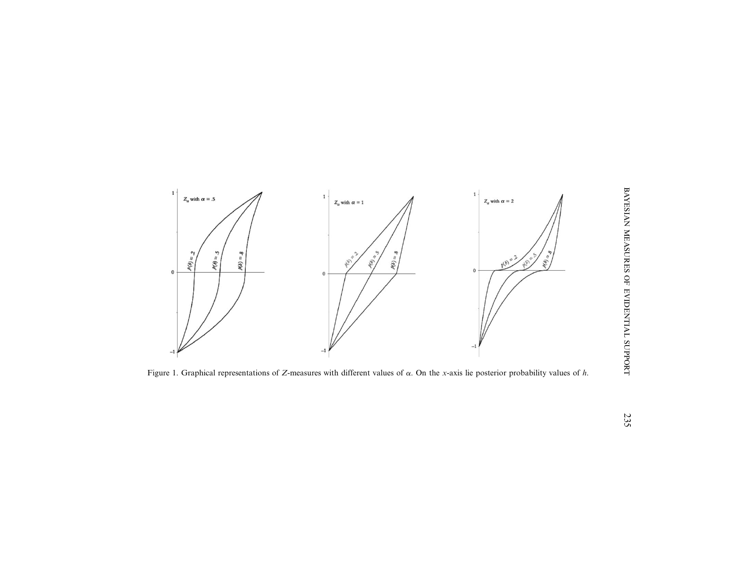Figure 1. Graphical representations of $Z$-measures with different values of $\alpha$. On the $x$-axis lie posterior probability values of $h$.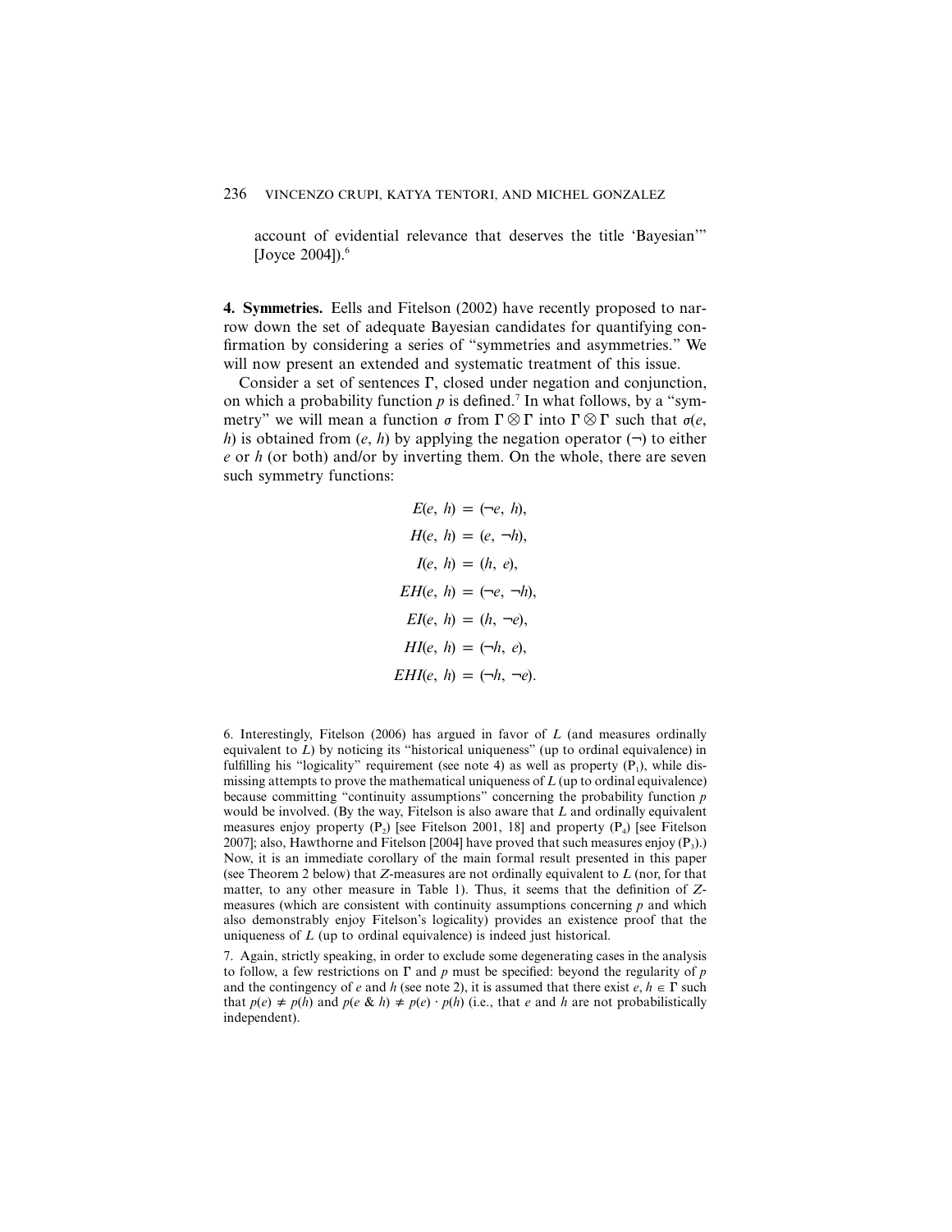account of evidential relevance that deserves the title 'Bayesian'" [Joyce 2004]).[6]

**4. Symmetries.** Eells and Fitelson (2002) have recently proposed to narrow down the set of adequate Bayesian candidates for quantifying confirmation by considering a series of "symmetries and asymmetries." We will now present an extended and systematic treatment of this issue.

Consider a set of sentences $\Gamma$, closed under negation and conjunction, on which a probability function $p$ is defined.[7] In what follows, by a "symmetry" we will mean a function $\sigma$ from $\Gamma \otimes \Gamma$ into $\Gamma \otimes \Gamma$ such that $\sigma(e, h)$ is obtained from $(e, h)$ by applying the negation operator $(\neg)$ to either $e$ or $h$ (or both) and/or by inverting them. On the whole, there are seven such symmetry functions:

$$
\begin{aligned}
E(e, h) &= (\neg e, h),\\
H(e, h) &= (e, \neg h),\\
I(e, h) &= (h, e),\\
EH(e, h) &= (\neg e, \neg h),\\
EI(e, h) &= (h, \neg e),\\
HI(e, h) &= (\neg h, e),\\
EHI(e, h) &= (\neg h, \neg e).
\end{aligned}
$$

6. Interestingly, Fitelson (2006) has argued in favor of $L$ (and measures ordinally equivalent to $L$) by noticing its "historical uniqueness" (up to ordinal equivalence) in fulfilling his "logicality" requirement (see note 4) as well as property ($P_1$), while dismissing attempts to prove the mathematical uniqueness of $L$ (up to ordinal equivalence) because committing "continuity assumptions" concerning the probability function $p$ would be involved. (By the way, Fitelson is also aware that $L$ and ordinally equivalent measures enjoy property ($P_2$) [see Fitelson 2001, 18] and property ($P_4$) [see Fitelson 2007]; also, Hawthorne and Fitelson [2004] have proved that such measures enjoy ($P_3$).) Now, it is an immediate corollary of the main formal result presented in this paper (see Theorem 2 below) that $Z$-measures are not ordinally equivalent to $L$ (nor, for that matter, to any other measure in Table 1). Thus, it seems that the definition of $Z$-measures (which are consistent with continuity assumptions concerning $p$ and which also demonstrably enjoy Fitelson's logicality) provides an existence proof that the uniqueness of $L$ (up to ordinal equivalence) is indeed just historical.

7. Again, strictly speaking, in order to exclude some degenerating cases in the analysis to follow, a few restrictions on $\Gamma$ and $p$ must be specified: beyond the regularity of $p$ and the contingency of $e$ and $h$ (see note 2), it is assumed that there exist $e, h \in \Gamma$ such that $p(e) \neq p(h)$ and $p(e \;\&\; h) \neq p(e) \cdot p(h)$ (i.e., that $e$ and $h$ are not probabilistically independent).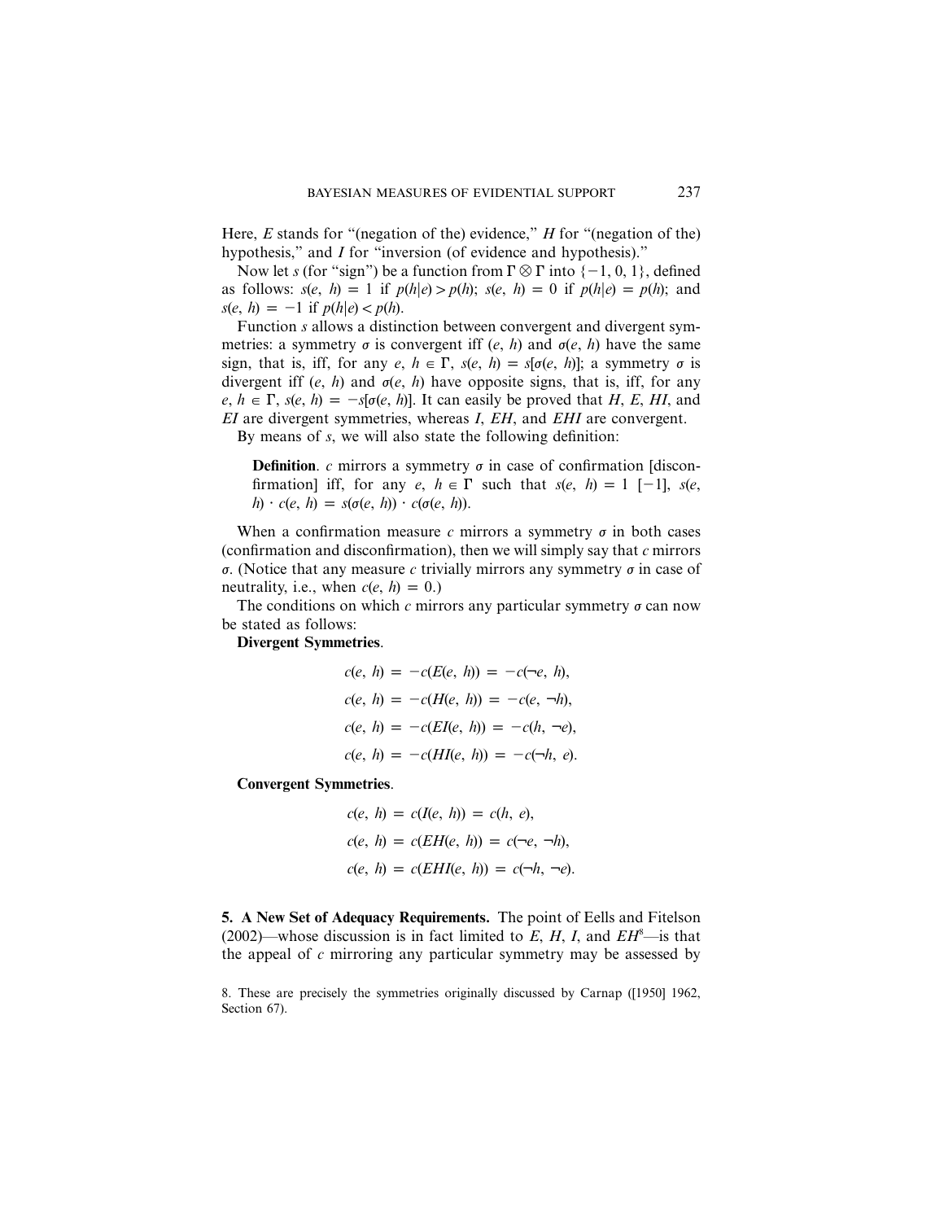Here, *E* stands for "(negation of the) evidence," *H* for "(negation of the) hypothesis," and *I* for "inversion (of evidence and hypothesis)."

Now let *s* (for "sign") be a function from $\Gamma \otimes \Gamma$ into $\{-1, 0, 1\}$, defined as follows: $s(e, h) = 1$ if $p(h|e) > p(h)$; $s(e, h) = 0$ if $p(h|e) = p(h)$; and $s(e, h) = -1$ if $p(h|e) < p(h)$.

Function *s* allows a distinction between convergent and divergent symmetries: a symmetry $\sigma$ is convergent iff $(e, h)$ and $\sigma(e, h)$ have the same sign, that is, iff, for any $e, h \in \Gamma$, $s(e, h) = s[\sigma(e, h)]$; a symmetry $\sigma$ is divergent iff $(e, h)$ and $\sigma(e, h)$ have opposite signs, that is, iff, for any $e, h \in \Gamma$, $s(e, h) = -s[\sigma(e, h)]$. It can easily be proved that *H*, *E*, *HI*, and *EI* are divergent symmetries, whereas *I*, *EH*, and *EHI* are convergent.

By means of *s*, we will also state the following definition:

> **Definition**. *c* mirrors a symmetry $\sigma$ in case of confirmation [disconfirmation] iff, for any $e, h \in \Gamma$ such that $s(e, h) = 1$ [$-1$], $s(e, h) \cdot c(e, h) = s(\sigma(e, h)) \cdot c(\sigma(e, h))$.

When a confirmation measure *c* mirrors a symmetry $\sigma$ in both cases (confirmation and disconfirmation), then we will simply say that *c* mirrors $\sigma$. (Notice that any measure *c* trivially mirrors any symmetry $\sigma$ in case of neutrality, i.e., when $c(e, h) = 0$.)

The conditions on which *c* mirrors any particular symmetry $\sigma$ can now be stated as follows:

**Divergent Symmetries**.

$$c(e, h) = -c(E(e, h)) = -c(\neg e, h),$$
$$c(e, h) = -c(H(e, h)) = -c(e, \neg h),$$
$$c(e, h) = -c(EI(e, h)) = -c(h, \neg e),$$
$$c(e, h) = -c(HI(e, h)) = -c(\neg h, e).$$

**Convergent Symmetries**.

$$c(e, h) = c(I(e, h)) = c(h, e),$$
$$c(e, h) = c(EH(e, h)) = c(\neg e, \neg h),$$
$$c(e, h) = c(EHI(e, h)) = c(\neg h, \neg e).$$

**5. A New Set of Adequacy Requirements.** The point of Eells and Fitelson (2002)—whose discussion is in fact limited to *E*, *H*, *I*, and *EH*[8]—is that the appeal of *c* mirroring any particular symmetry may be assessed by

8. These are precisely the symmetries originally discussed by Carnap ([1950] 1962, Section 67).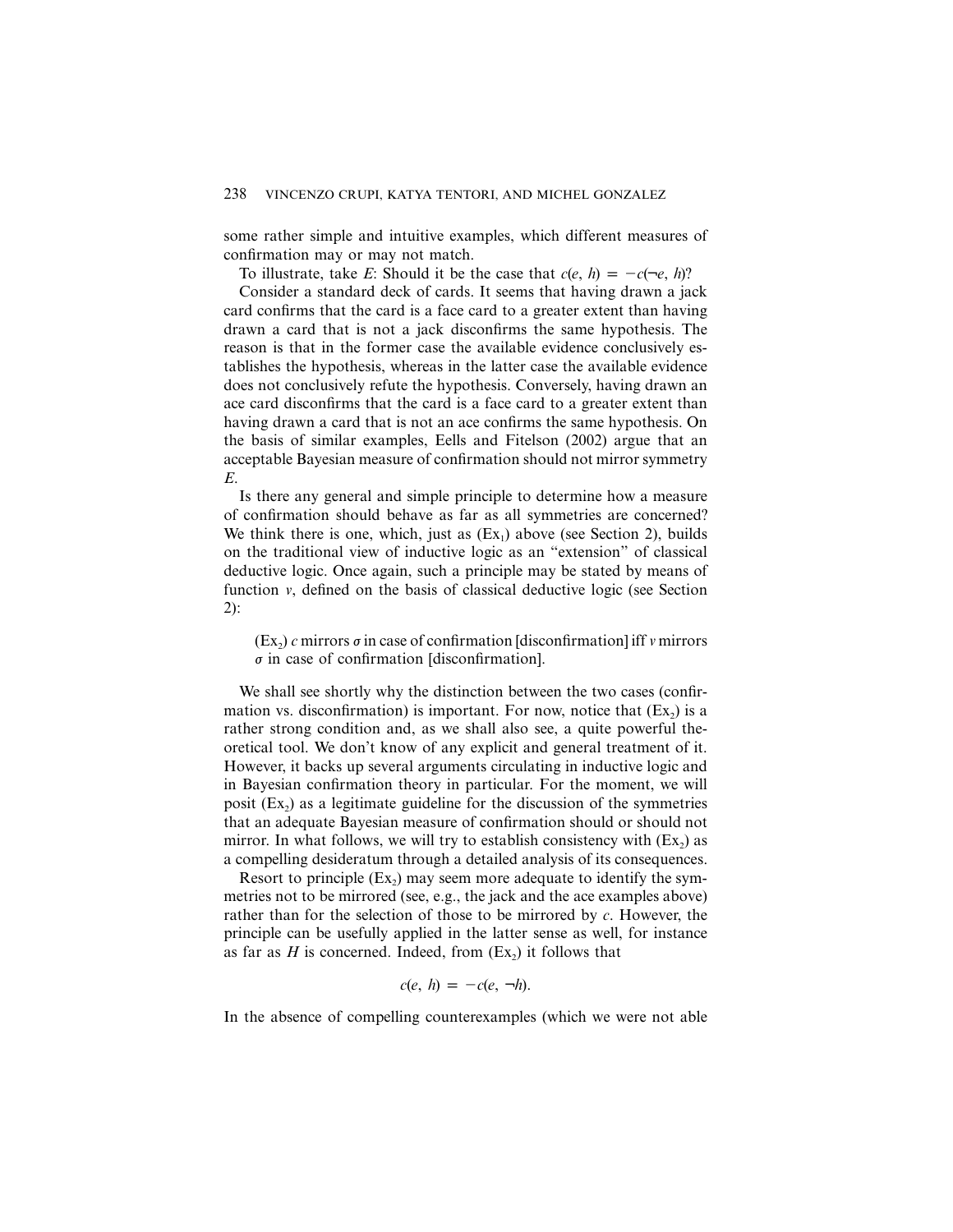some rather simple and intuitive examples, which different measures of confirmation may or may not match.

To illustrate, take *E*: Should it be the case that $c(e, h) = -c(\neg e, h)$?

Consider a standard deck of cards. It seems that having drawn a jack card confirms that the card is a face card to a greater extent than having drawn a card that is not a jack disconfirms the same hypothesis. The reason is that in the former case the available evidence conclusively establishes the hypothesis, whereas in the latter case the available evidence does not conclusively refute the hypothesis. Conversely, having drawn an ace card disconfirms that the card is a face card to a greater extent than having drawn a card that is not an ace confirms the same hypothesis. On the basis of similar examples, Eells and Fitelson (2002) argue that an acceptable Bayesian measure of confirmation should not mirror symmetry *E*.

Is there any general and simple principle to determine how a measure of confirmation should behave as far as all symmetries are concerned? We think there is one, which, just as ($Ex_1$) above (see Section 2), builds on the traditional view of inductive logic as an "extension" of classical deductive logic. Once again, such a principle may be stated by means of function *v*, defined on the basis of classical deductive logic (see Section 2):

> ($Ex_2$) *c* mirrors $\sigma$ in case of confirmation [disconfirmation] iff *v* mirrors $\sigma$ in case of confirmation [disconfirmation].

We shall see shortly why the distinction between the two cases (confirmation vs. disconfirmation) is important. For now, notice that ($Ex_2$) is a rather strong condition and, as we shall also see, a quite powerful theoretical tool. We don't know of any explicit and general treatment of it. However, it backs up several arguments circulating in inductive logic and in Bayesian confirmation theory in particular. For the moment, we will posit ($Ex_2$) as a legitimate guideline for the discussion of the symmetries that an adequate Bayesian measure of confirmation should or should not mirror. In what follows, we will try to establish consistency with ($Ex_2$) as a compelling desideratum through a detailed analysis of its consequences.

Resort to principle ($Ex_2$) may seem more adequate to identify the symmetries not to be mirrored (see, e.g., the jack and the ace examples above) rather than for the selection of those to be mirrored by *c*. However, the principle can be usefully applied in the latter sense as well, for instance as far as *H* is concerned. Indeed, from ($Ex_2$) it follows that

$$c(e, h) = -c(e, \neg h).$$

In the absence of compelling counterexamples (which we were not able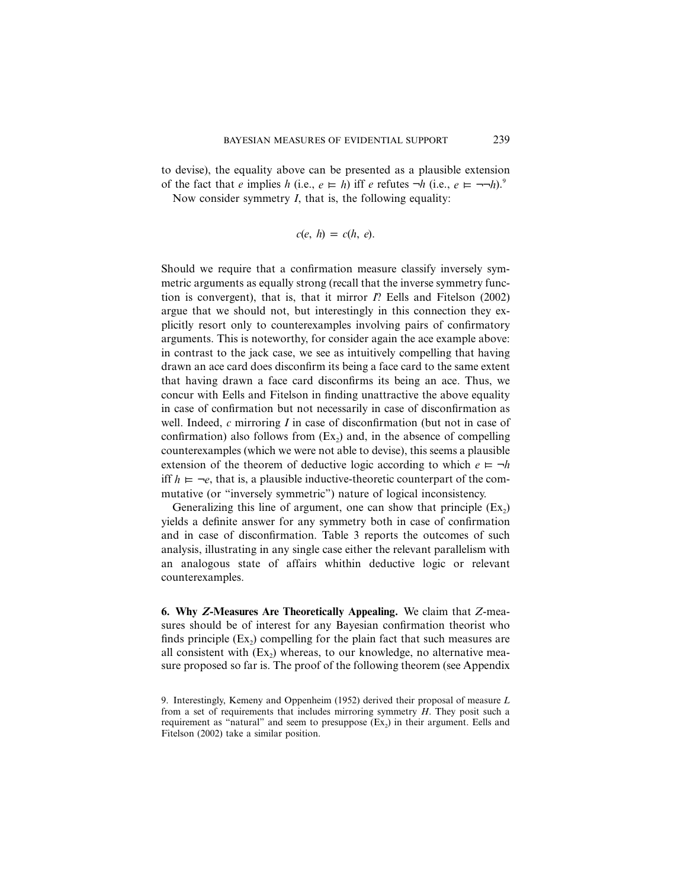to devise), the equality above can be presented as a plausible extension of the fact that $e$ implies $h$ (i.e., $e \vDash h$) iff $e$ refutes $\neg h$ (i.e., $e \vDash \neg\neg h$).[9]

Now consider symmetry $I$, that is, the following equality:

$$c(e,\ h) = c(h,\ e).$$

Should we require that a confirmation measure classify inversely symmetric arguments as equally strong (recall that the inverse symmetry function is convergent), that is, that it mirror $I$? Eells and Fitelson (2002) argue that we should not, but interestingly in this connection they explicitly resort only to counterexamples involving pairs of confirmatory arguments. This is noteworthy, for consider again the ace example above: in contrast to the jack case, we see as intuitively compelling that having drawn an ace card does disconfirm its being a face card to the same extent that having drawn a face card disconfirms its being an ace. Thus, we concur with Eells and Fitelson in finding unattractive the above equality in case of confirmation but not necessarily in case of disconfirmation as well. Indeed, $c$ mirroring $I$ in case of disconfirmation (but not in case of confirmation) also follows from $(\text{Ex}_2)$ and, in the absence of compelling counterexamples (which we were not able to devise), this seems a plausible extension of the theorem of deductive logic according to which $e \vDash \neg h$ iff $h \vDash \neg e$, that is, a plausible inductive-theoretic counterpart of the commutative (or "inversely symmetric") nature of logical inconsistency.

Generalizing this line of argument, one can show that principle $(\text{Ex}_2)$ yields a definite answer for any symmetry both in case of confirmation and in case of disconfirmation. Table 3 reports the outcomes of such analysis, illustrating in any single case either the relevant parallelism with an analogous state of affairs whithin deductive logic or relevant counterexamples.

**6. Why *Z*-Measures Are Theoretically Appealing.** We claim that *Z*-measures should be of interest for any Bayesian confirmation theorist who finds principle $(\text{Ex}_2)$ compelling for the plain fact that such measures are all consistent with $(\text{Ex}_2)$ whereas, to our knowledge, no alternative measure proposed so far is. The proof of the following theorem (see Appendix

9. Interestingly, Kemeny and Oppenheim (1952) derived their proposal of measure $L$ from a set of requirements that includes mirroring symmetry $H$. They posit such a requirement as "natural" and seem to presuppose $(\text{Ex}_2)$ in their argument. Eells and Fitelson (2002) take a similar position.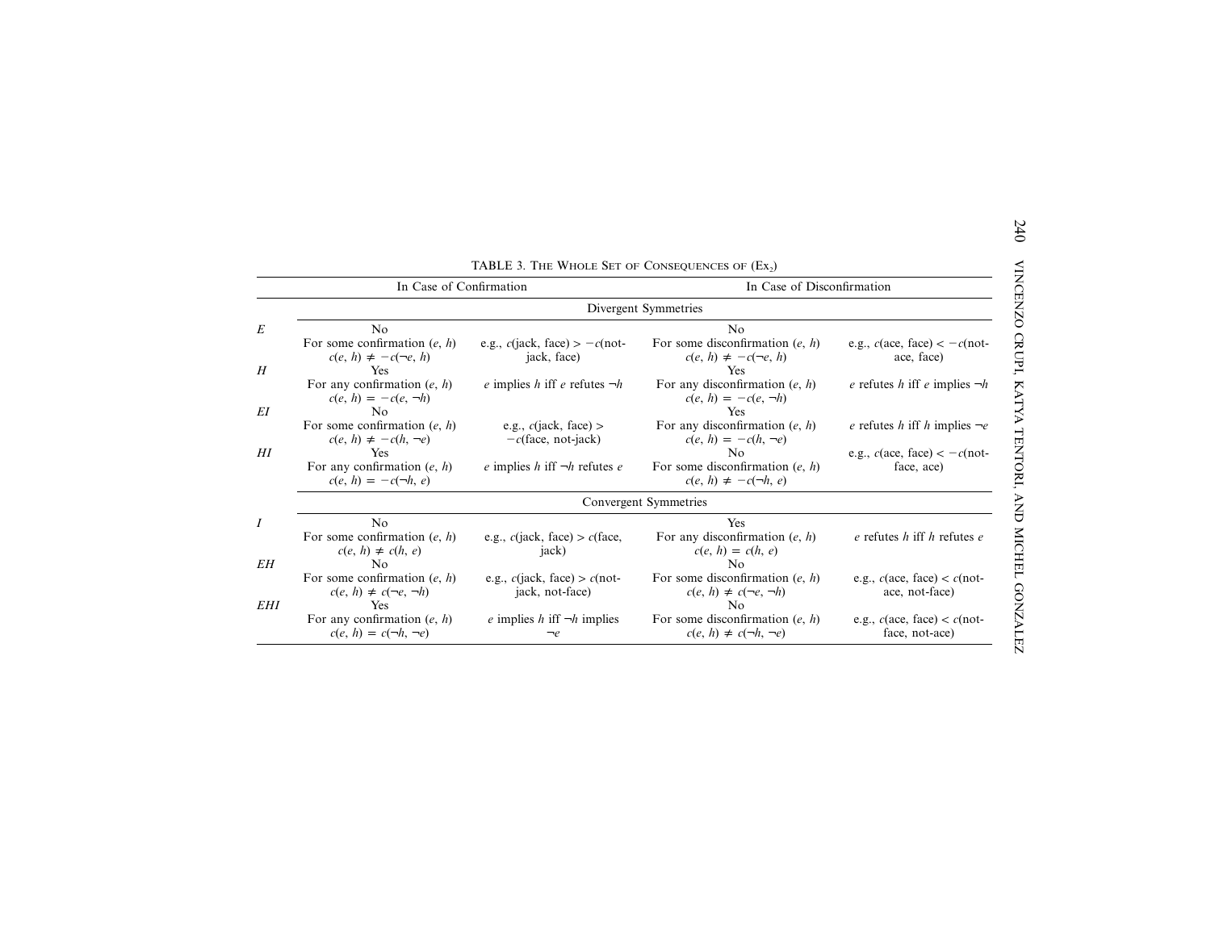TABLE 3. The Whole Set of Consequences of ($Ex_2$)

| | In Case of Confirmation | | In Case of Disconfirmation | |
|---|---|---|---|---|
| | **Divergent Symmetries** | | | |
| *E* | No<br>For some confirmation $(e, h)$ $c(e, h) \neq -c(\neg e, h)$ | e.g., $c$(jack, face) $> -c$(not-jack, face) | No<br>For some disconfirmation $(e, h)$ $c(e, h) \neq -c(\neg e, h)$ | e.g., $c$(ace, face) $< -c$(not-ace, face) |
| *H* | Yes<br>For any confirmation $(e, h)$ $c(e, h) = -c(e, \neg h)$ | $e$ implies $h$ iff $e$ refutes $\neg h$ | Yes<br>For any disconfirmation $(e, h)$ $c(e, h) = -c(e, \neg h)$ | $e$ refutes $h$ iff $e$ implies $\neg h$ |
| *EI* | No<br>For some confirmation $(e, h)$ $c(e, h) \neq -c(h, \neg e)$ | e.g., $c$(jack, face) $>$ $-c$(face, not-jack) | Yes<br>For any disconfirmation $(e, h)$ $c(e, h) = -c(h, \neg e)$ | $e$ refutes $h$ iff $h$ implies $\neg e$ |
| *HI* | Yes<br>For any confirmation $(e, h)$ $c(e, h) = -c(\neg h, e)$ | $e$ implies $h$ iff $\neg h$ refutes $e$ | No<br>For some disconfirmation $(e, h)$ $c(e, h) \neq -c(\neg h, e)$ | e.g., $c$(ace, face) $< -c$(not-face, ace) |
| | **Convergent Symmetries** | | | |
| *I* | No<br>For some confirmation $(e, h)$ $c(e, h) \neq c(h, e)$ | e.g., $c$(jack, face) $> c$(face, jack) | Yes<br>For any disconfirmation $(e, h)$ $c(e, h) = c(h, e)$ | $e$ refutes $h$ iff $h$ refutes $e$ |
| *EH* | No<br>For some confirmation $(e, h)$ $c(e, h) \neq c(\neg e, \neg h)$ | e.g., $c$(jack, face) $> c$(not-jack, not-face) | No<br>For some disconfirmation $(e, h)$ $c(e, h) \neq c(\neg e, \neg h)$ | e.g., $c$(ace, face) $< c$(not-ace, not-face) |
| *EHI* | Yes<br>For any confirmation $(e, h)$ $c(e, h) = c(\neg h, \neg e)$ | $e$ implies $h$ iff $\neg h$ implies $\neg e$ | No<br>For some disconfirmation $(e, h)$ $c(e, h) \neq c(\neg h, \neg e)$ | e.g., $c$(ace, face) $< c$(not-face, not-ace) |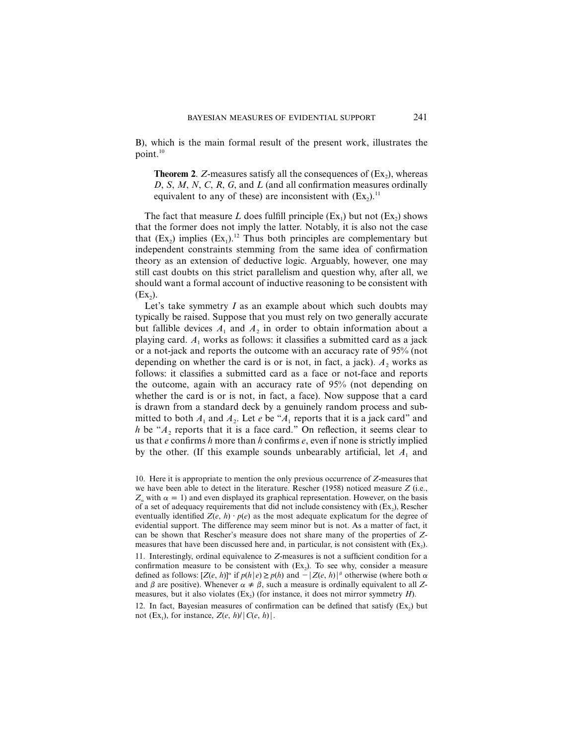B), which is the main formal result of the present work, illustrates the point.[10]

> **Theorem 2**. $Z$-measures satisfy all the consequences of $(\text{Ex}_2)$, whereas $D$, $S$, $M$, $N$, $C$, $R$, $G$, and $L$ (and all confirmation measures ordinally equivalent to any of these) are inconsistent with $(\text{Ex}_2)$.[11]

The fact that measure $L$ does fulfill principle $(\text{Ex}_1)$ but not $(\text{Ex}_2)$ shows that the former does not imply the latter. Notably, it is also not the case that $(\text{Ex}_2)$ implies $(\text{Ex}_1)$.[12] Thus both principles are complementary but independent constraints stemming from the same idea of confirmation theory as an extension of deductive logic. Arguably, however, one may still cast doubts on this strict parallelism and question why, after all, we should want a formal account of inductive reasoning to be consistent with $(\text{Ex}_2)$.

Let's take symmetry $I$ as an example about which such doubts may typically be raised. Suppose that you must rely on two generally accurate but fallible devices $A_1$ and $A_2$ in order to obtain information about a playing card. $A_1$ works as follows: it classifies a submitted card as a jack or a not-jack and reports the outcome with an accuracy rate of 95% (not depending on whether the card is or is not, in fact, a jack). $A_2$ works as follows: it classifies a submitted card as a face or not-face and reports the outcome, again with an accuracy rate of 95% (not depending on whether the card is or is not, in fact, a face). Now suppose that a card is drawn from a standard deck by a genuinely random process and submitted to both $A_1$ and $A_2$. Let $e$ be "$A_1$ reports that it is a jack card" and $h$ be "$A_2$ reports that it is a face card." On reflection, it seems clear to us that $e$ confirms $h$ more than $h$ confirms $e$, even if none is strictly implied by the other. (If this example sounds unbearably artificial, let $A_1$ and

---

10. Here it is appropriate to mention the only previous occurrence of $Z$-measures that we have been able to detect in the literature. Rescher (1958) noticed measure $Z$ (i.e., $Z_\alpha$ with $\alpha = 1$) and even displayed its graphical representation. However, on the basis of a set of adequacy requirements that did not include consistency with $(\text{Ex}_2)$, Rescher eventually identified $Z(e, h) \cdot p(e)$ as the most adequate explicatum for the degree of evidential support. The difference may seem minor but is not. As a matter of fact, it can be shown that Rescher's measure does not share many of the properties of $Z$-measures that have been discussed here and, in particular, is not consistent with $(\text{Ex}_2)$.

11. Interestingly, ordinal equivalence to $Z$-measures is not a sufficient condition for a confirmation measure to be consistent with $(\text{Ex}_2)$. To see why, consider a measure defined as follows: $[Z(e, h)]^\alpha$ if $p(h|e) \geq p(h)$ and $-|Z(e, h)|^\beta$ otherwise (where both $\alpha$ and $\beta$ are positive). Whenever $\alpha \neq \beta$, such a measure is ordinally equivalent to all $Z$-measures, but it also violates $(\text{Ex}_2)$ (for instance, it does not mirror symmetry $H$).

12. In fact, Bayesian measures of confirmation can be defined that satisfy $(\text{Ex}_2)$ but not $(\text{Ex}_1)$, for instance, $Z(e, h)/|C(e, h)|$.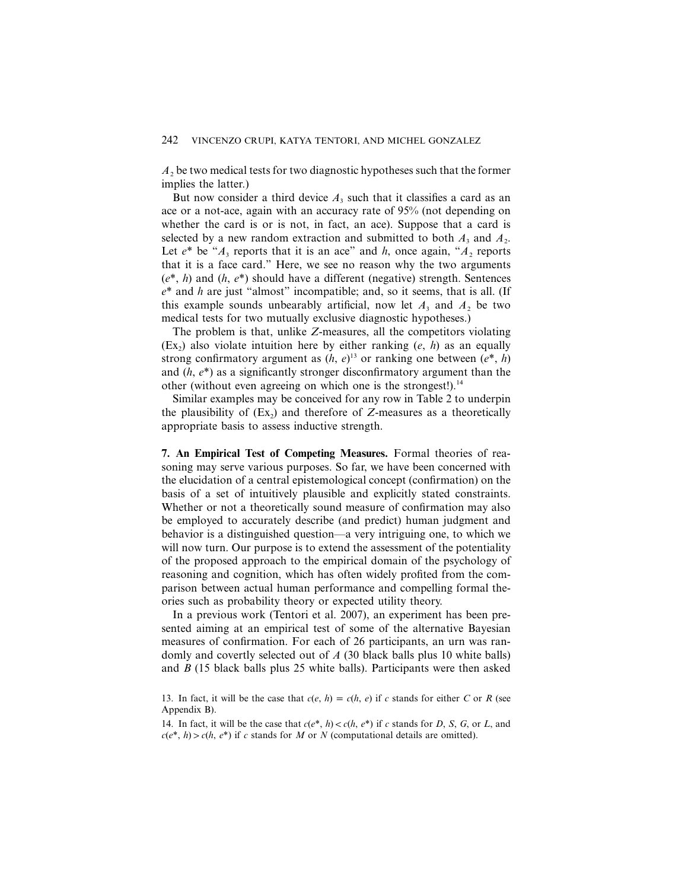$A_2$ be two medical tests for two diagnostic hypotheses such that the former implies the latter.)

But now consider a third device $A_3$ such that it classifies a card as an ace or a not-ace, again with an accuracy rate of 95% (not depending on whether the card is or is not, in fact, an ace). Suppose that a card is selected by a new random extraction and submitted to both $A_3$ and $A_2$. Let $e^*$ be "$A_3$ reports that it is an ace" and $h$, once again, "$A_2$ reports that it is a face card." Here, we see no reason why the two arguments $(e^*, h)$ and $(h, e^*)$ should have a different (negative) strength. Sentences $e^*$ and $h$ are just "almost" incompatible; and, so it seems, that is all. (If this example sounds unbearably artificial, now let $A_3$ and $A_2$ be two medical tests for two mutually exclusive diagnostic hypotheses.)

The problem is that, unlike $Z$-measures, all the competitors violating ($\text{Ex}_2$) also violate intuition here by either ranking $(e, h)$ as an equally strong confirmatory argument as $(h, e)$[13] or ranking one between $(e^*, h)$ and $(h, e^*)$ as a significantly stronger disconfirmatory argument than the other (without even agreeing on which one is the strongest!).[14]

Similar examples may be conceived for any row in Table 2 to underpin the plausibility of ($\text{Ex}_2$) and therefore of $Z$-measures as a theoretically appropriate basis to assess inductive strength.

**7. An Empirical Test of Competing Measures.** Formal theories of reasoning may serve various purposes. So far, we have been concerned with the elucidation of a central epistemological concept (confirmation) on the basis of a set of intuitively plausible and explicitly stated constraints. Whether or not a theoretically sound measure of confirmation may also be employed to accurately describe (and predict) human judgment and behavior is a distinguished question—a very intriguing one, to which we will now turn. Our purpose is to extend the assessment of the potentiality of the proposed approach to the empirical domain of the psychology of reasoning and cognition, which has often widely profited from the comparison between actual human performance and compelling formal theories such as probability theory or expected utility theory.

In a previous work (Tentori et al. 2007), an experiment has been presented aiming at an empirical test of some of the alternative Bayesian measures of confirmation. For each of 26 participants, an urn was randomly and covertly selected out of $A$ (30 black balls plus 10 white balls) and $B$ (15 black balls plus 25 white balls). Participants were then asked

13. In fact, it will be the case that $c(e, h) = c(h, e)$ if $c$ stands for either $C$ or $R$ (see Appendix B).

14. In fact, it will be the case that $c(e^*, h) < c(h, e^*)$ if $c$ stands for $D$, $S$, $G$, or $L$, and $c(e^*, h) > c(h, e^*)$ if $c$ stands for $M$ or $N$ (computational details are omitted).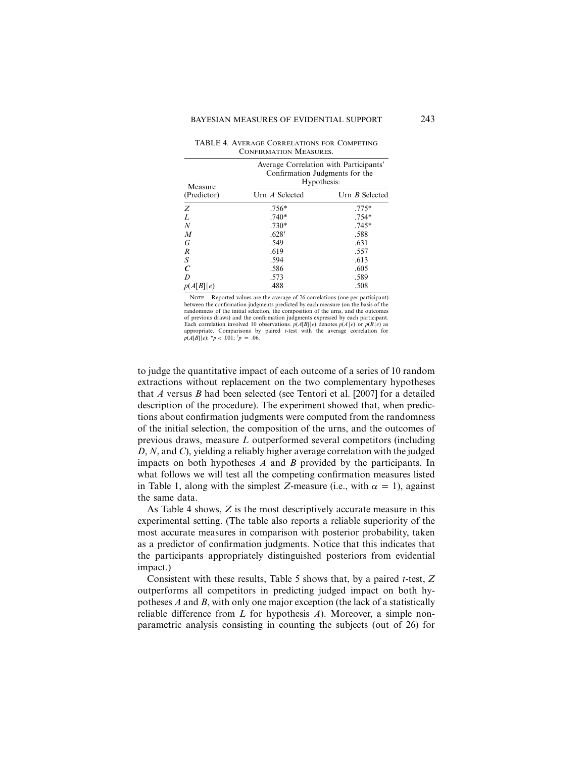TABLE 4. AVERAGE CORRELATIONS FOR COMPETING CONFIRMATION MEASURES.

| Measure (Predictor) | Average Correlation with Participants' Confirmation Judgments for the Hypothesis: | |
|---|---|---|
| | Urn $A$ Selected | Urn $B$ Selected |
| $Z$ | .756* | .775* |
| $L$ | .740* | .754* |
| $N$ | .730* | .745* |
| $M$ | .628[†] | .588 |
| $G$ | .549 | .631 |
| $R$ | .619 | .557 |
| $S$ | .594 | .613 |
| $C$ | .586 | .605 |
| $D$ | .573 | .589 |
| $p(A[B] \mid e)$ | .488 | .508 |

NOTE.—Reported values are the average of 26 correlations (one per participant) between the confirmation judgments predicted by each measure (on the basis of the randomness of the initial selection, the composition of the urns, and the outcomes of previous draws) and the confirmation judgments expressed by each participant. Each correlation involved 10 observations. $p(A[B] \mid e)$ denotes $p(A \mid e)$ or $p(B \mid e)$ as appropriate. Comparisons by paired $t$-test with the average correlation for $p(A[B] \mid e)$: *$p < .001$; [†]$p = .06$.

to judge the quantitative impact of each outcome of a series of 10 random extractions without replacement on the two complementary hypotheses that $A$ versus $B$ had been selected (see Tentori et al. [2007] for a detailed description of the procedure). The experiment showed that, when predictions about confirmation judgments were computed from the randomness of the initial selection, the composition of the urns, and the outcomes of previous draws, measure $L$ outperformed several competitors (including $D$, $N$, and $C$), yielding a reliably higher average correlation with the judged impacts on both hypotheses $A$ and $B$ provided by the participants. In what follows we will test all the competing confirmation measures listed in Table 1, along with the simplest $Z$-measure (i.e., with $\alpha = 1$), against the same data.

As Table 4 shows, $Z$ is the most descriptively accurate measure in this experimental setting. (The table also reports a reliable superiority of the most accurate measures in comparison with posterior probability, taken as a predictor of confirmation judgments. Notice that this indicates that the participants appropriately distinguished posteriors from evidential impact.)

Consistent with these results, Table 5 shows that, by a paired $t$-test, $Z$ outperforms all competitors in predicting judged impact on both hypotheses $A$ and $B$, with only one major exception (the lack of a statistically reliable difference from $L$ for hypothesis $A$). Moreover, a simple nonparametric analysis consisting in counting the subjects (out of 26) for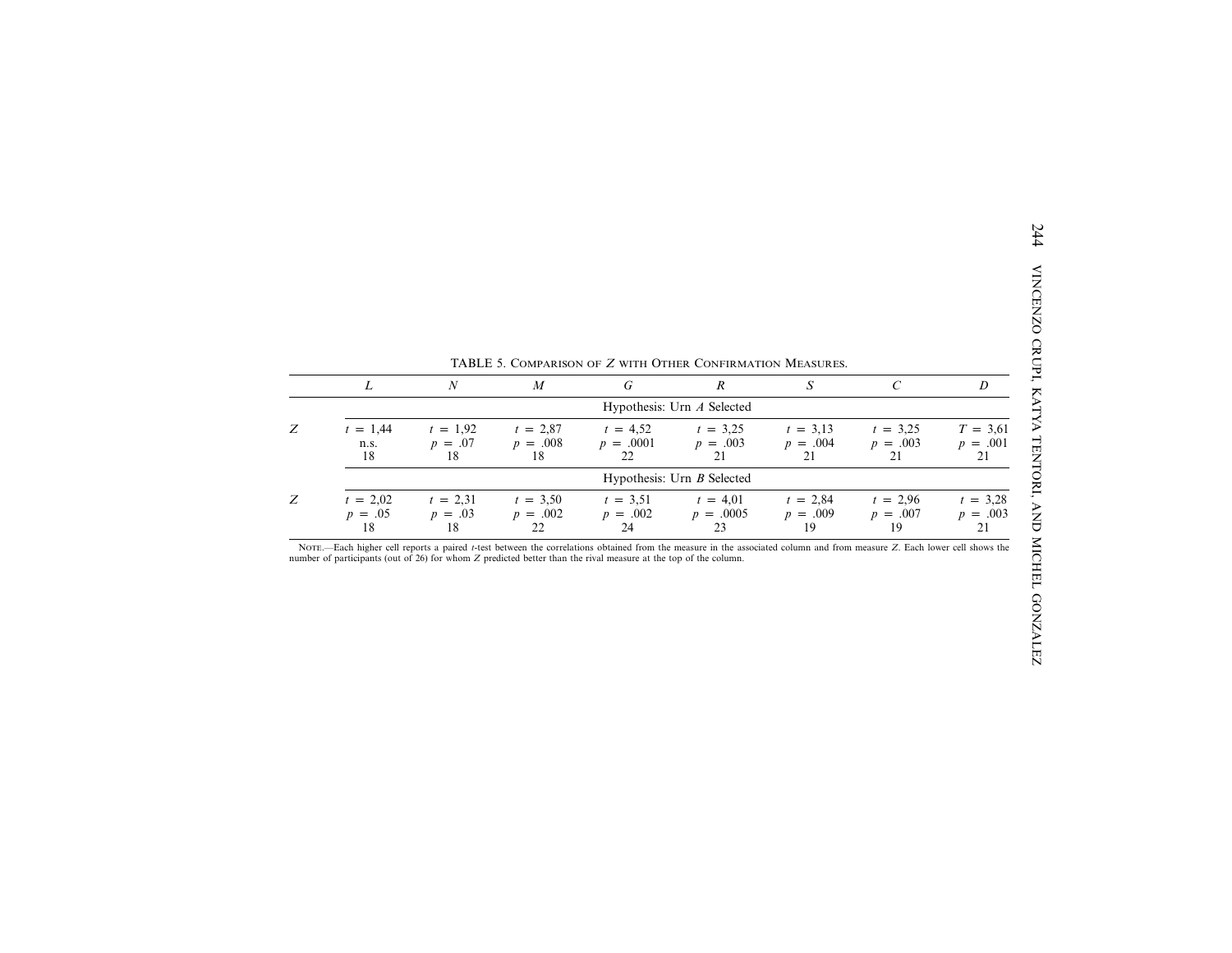TABLE 5. Comparison of $Z$ with Other Confirmation Measures.

| | $L$ | $N$ | $M$ | $G$ | $R$ | $S$ | $C$ | $D$ |
|---|---|---|---|---|---|---|---|---|
| | Hypothesis: Urn $A$ Selected | | | | | | | |
| $Z$ | $t = 1{,}44$ n.s. 18 | $t = 1{,}92$ $p = .07$ 18 | $t = 2{,}87$ $p = .008$ 18 | $t = 4{,}52$ $p = .0001$ 22 | $t = 3{,}25$ $p = .003$ 21 | $t = 3{,}13$ $p = .004$ 21 | $t = 3{,}25$ $p = .003$ 21 | $T = 3{,}61$ $p = .001$ 21 |
| | Hypothesis: Urn $B$ Selected | | | | | | | |
| $Z$ | $t = 2{,}02$ $p = .05$ 18 | $t = 2{,}31$ $p = .03$ 18 | $t = 3{,}50$ $p = .002$ 22 | $t = 3{,}51$ $p = .002$ 24 | $t = 4{,}01$ $p = .0005$ 23 | $t = 2{,}84$ $p = .009$ 19 | $t = 2{,}96$ $p = .007$ 19 | $t = 3{,}28$ $p = .003$ 21 |

Note.—Each higher cell reports a paired $t$-test between the correlations obtained from the measure in the associated column and from measure $Z$. Each lower cell shows the number of participants (out of 26) for whom $Z$ predicted better than the rival measure at the top of the column.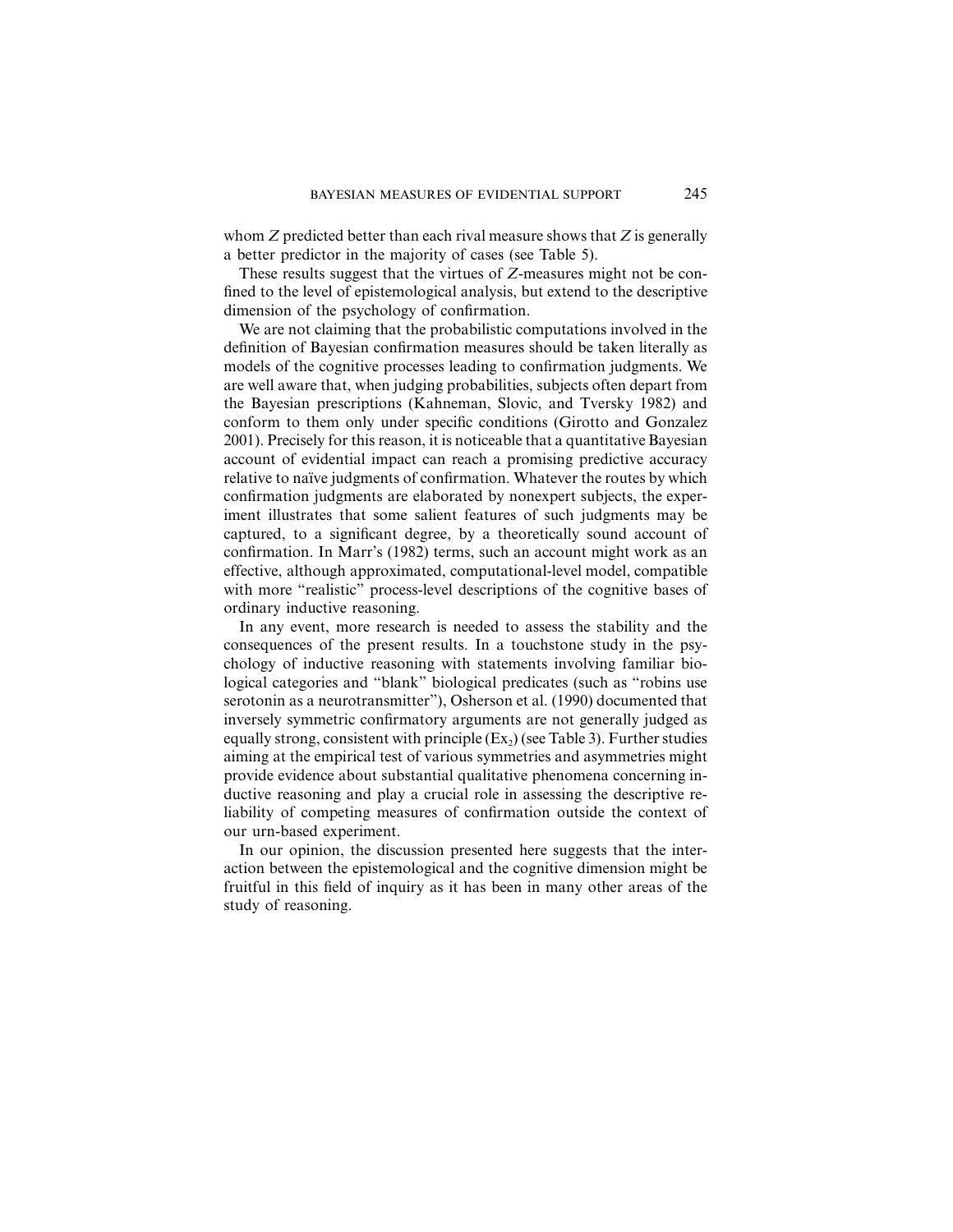whom $Z$ predicted better than each rival measure shows that $Z$ is generally a better predictor in the majority of cases (see Table 5).

These results suggest that the virtues of $Z$-measures might not be confined to the level of epistemological analysis, but extend to the descriptive dimension of the psychology of confirmation.

We are not claiming that the probabilistic computations involved in the definition of Bayesian confirmation measures should be taken literally as models of the cognitive processes leading to confirmation judgments. We are well aware that, when judging probabilities, subjects often depart from the Bayesian prescriptions (Kahneman, Slovic, and Tversky 1982) and conform to them only under specific conditions (Girotto and Gonzalez 2001). Precisely for this reason, it is noticeable that a quantitative Bayesian account of evidential impact can reach a promising predictive accuracy relative to naïve judgments of confirmation. Whatever the routes by which confirmation judgments are elaborated by nonexpert subjects, the experiment illustrates that some salient features of such judgments may be captured, to a significant degree, by a theoretically sound account of confirmation. In Marr's (1982) terms, such an account might work as an effective, although approximated, computational-level model, compatible with more "realistic" process-level descriptions of the cognitive bases of ordinary inductive reasoning.

In any event, more research is needed to assess the stability and the consequences of the present results. In a touchstone study in the psychology of inductive reasoning with statements involving familiar biological categories and "blank" biological predicates (such as "robins use serotonin as a neurotransmitter"), Osherson et al. (1990) documented that inversely symmetric confirmatory arguments are not generally judged as equally strong, consistent with principle ($Ex_2$) (see Table 3). Further studies aiming at the empirical test of various symmetries and asymmetries might provide evidence about substantial qualitative phenomena concerning inductive reasoning and play a crucial role in assessing the descriptive reliability of competing measures of confirmation outside the context of our urn-based experiment.

In our opinion, the discussion presented here suggests that the interaction between the epistemological and the cognitive dimension might be fruitful in this field of inquiry as it has been in many other areas of the study of reasoning.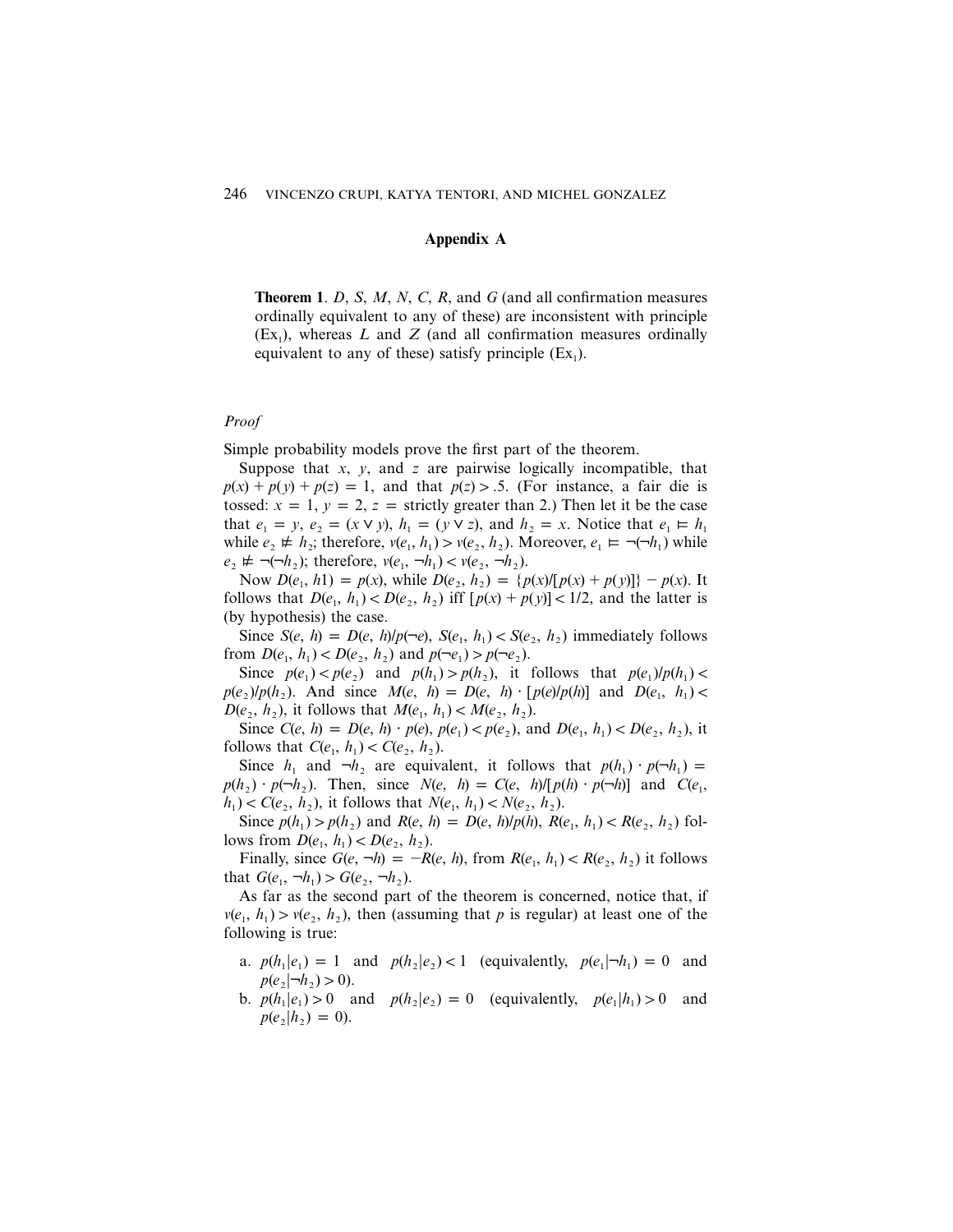## Appendix A

**Theorem 1**. $D$, $S$, $M$, $N$, $C$, $R$, and $G$ (and all confirmation measures ordinally equivalent to any of these) are inconsistent with principle ($\text{Ex}_1$), whereas $L$ and $Z$ (and all confirmation measures ordinally equivalent to any of these) satisfy principle ($\text{Ex}_1$).

*Proof*

Simple probability models prove the first part of the theorem.

Suppose that $x$, $y$, and $z$ are pairwise logically incompatible, that $p(x) + p(y) + p(z) = 1$, and that $p(z) > .5$. (For instance, a fair die is tossed: $x = 1$, $y = 2$, $z =$ strictly greater than 2.) Then let it be the case that $e_1 = y$, $e_2 = (x \vee y)$, $h_1 = (y \vee z)$, and $h_2 = x$. Notice that $e_1 \vDash h_1$ while $e_2 \nvDash h_2$; therefore, $v(e_1, h_1) > v(e_2, h_2)$. Moreover, $e_1 \vDash \neg(\neg h_1)$ while $e_2 \nvDash \neg(\neg h_2)$; therefore, $v(e_1, \neg h_1) < v(e_2, \neg h_2)$.

Now $D(e_1, h1) = p(x)$, while $D(e_2, h_2) = \{p(x)/[p(x) + p(y)]\} - p(x)$. It follows that $D(e_1, h_1) < D(e_2, h_2)$ iff $[p(x) + p(y)] < 1/2$, and the latter is (by hypothesis) the case.

Since $S(e, h) = D(e, h)/p(\neg e)$, $S(e_1, h_1) < S(e_2, h_2)$ immediately follows from $D(e_1, h_1) < D(e_2, h_2)$ and $p(\neg e_1) > p(\neg e_2)$.

Since $p(e_1) < p(e_2)$ and $p(h_1) > p(h_2)$, it follows that $p(e_1)/p(h_1) < p(e_2)/p(h_2)$. And since $M(e, h) = D(e, h) \cdot [p(e)/p(h)]$ and $D(e_1, h_1) < D(e_2, h_2)$, it follows that $M(e_1, h_1) < M(e_2, h_2)$.

Since $C(e, h) = D(e, h) \cdot p(e)$, $p(e_1) < p(e_2)$, and $D(e_1, h_1) < D(e_2, h_2)$, it follows that $C(e_1, h_1) < C(e_2, h_2)$.

Since $h_1$ and $\neg h_2$ are equivalent, it follows that $p(h_1) \cdot p(\neg h_1) = p(h_2) \cdot p(\neg h_2)$. Then, since $N(e, h) = C(e, h)/[p(h) \cdot p(\neg h)]$ and $C(e_1, h_1) < C(e_2, h_2)$, it follows that $N(e_1, h_1) < N(e_2, h_2)$.

Since $p(h_1) > p(h_2)$ and $R(e, h) = D(e, h)/p(h)$, $R(e_1, h_1) < R(e_2, h_2)$ follows from $D(e_1, h_1) < D(e_2, h_2)$.

Finally, since $G(e, \neg h) = -R(e, h)$, from $R(e_1, h_1) < R(e_2, h_2)$ it follows that $G(e_1, \neg h_1) > G(e_2, \neg h_2)$.

As far as the second part of the theorem is concerned, notice that, if $v(e_1, h_1) > v(e_2, h_2)$, then (assuming that $p$ is regular) at least one of the following is true:

a. $p(h_1|e_1) = 1$ and $p(h_2|e_2) < 1$ (equivalently, $p(e_1|\neg h_1) = 0$ and $p(e_2|\neg h_2) > 0$).
b. $p(h_1|e_1) > 0$ and $p(h_2|e_2) = 0$ (equivalently, $p(e_1|h_1) > 0$ and $p(e_2|h_2) = 0$).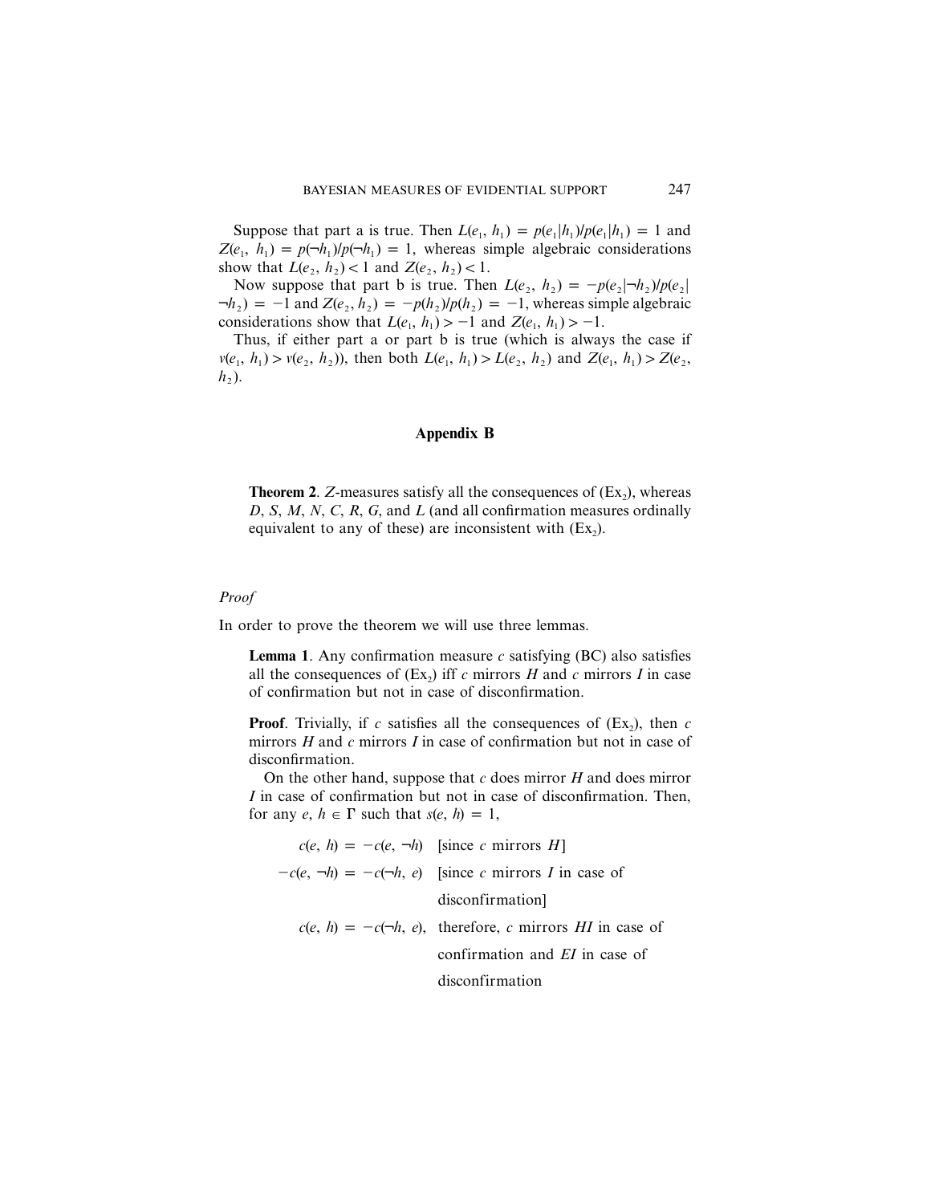Suppose that part a is true. Then $L(e_1, h_1) = p(e_1|h_1)/p(e_1|h_1) = 1$ and $Z(e_1, h_1) = p(\neg h_1)/p(\neg h_1) = 1$, whereas simple algebraic considerations show that $L(e_2, h_2) < 1$ and $Z(e_2, h_2) < 1$.

Now suppose that part b is true. Then $L(e_2, h_2) = -p(e_2|\neg h_2)/p(e_2|\neg h_2) = -1$ and $Z(e_2, h_2) = -p(h_2)/p(h_2) = -1$, whereas simple algebraic considerations show that $L(e_1, h_1) > -1$ and $Z(e_1, h_1) > -1$.

Thus, if either part a or part b is true (which is always the case if $v(e_1, h_1) > v(e_2, h_2)$), then both $L(e_1, h_1) > L(e_2, h_2)$ and $Z(e_1, h_1) > Z(e_2, h_2)$.

## Appendix B

> **Theorem 2**. *Z*-measures satisfy all the consequences of $(\mathrm{Ex}_2)$, whereas *D*, *S*, *M*, *N*, *C*, *R*, *G*, and *L* (and all confirmation measures ordinally equivalent to any of these) are inconsistent with $(\mathrm{Ex}_2)$.

*Proof*

In order to prove the theorem we will use three lemmas.

> **Lemma 1**. Any confirmation measure *c* satisfying (BC) also satisfies all the consequences of $(\mathrm{Ex}_2)$ iff *c* mirrors *H* and *c* mirrors *I* in case of confirmation but not in case of disconfirmation.

> **Proof**. Trivially, if *c* satisfies all the consequences of $(\mathrm{Ex}_2)$, then *c* mirrors *H* and *c* mirrors *I* in case of confirmation but not in case of disconfirmation.
>
> On the other hand, suppose that *c* does mirror *H* and does mirror *I* in case of confirmation but not in case of disconfirmation. Then, for any $e, h \in \Gamma$ such that $s(e, h) = 1$,
>
> $c(e, h) = -c(e, \neg h)$ [since *c* mirrors *H*]
>
> $-c(e, \neg h) = -c(\neg h, e)$ [since *c* mirrors *I* in case of disconfirmation]
>
> $c(e, h) = -c(\neg h, e)$, therefore, *c* mirrors *HI* in case of confirmation and *EI* in case of disconfirmation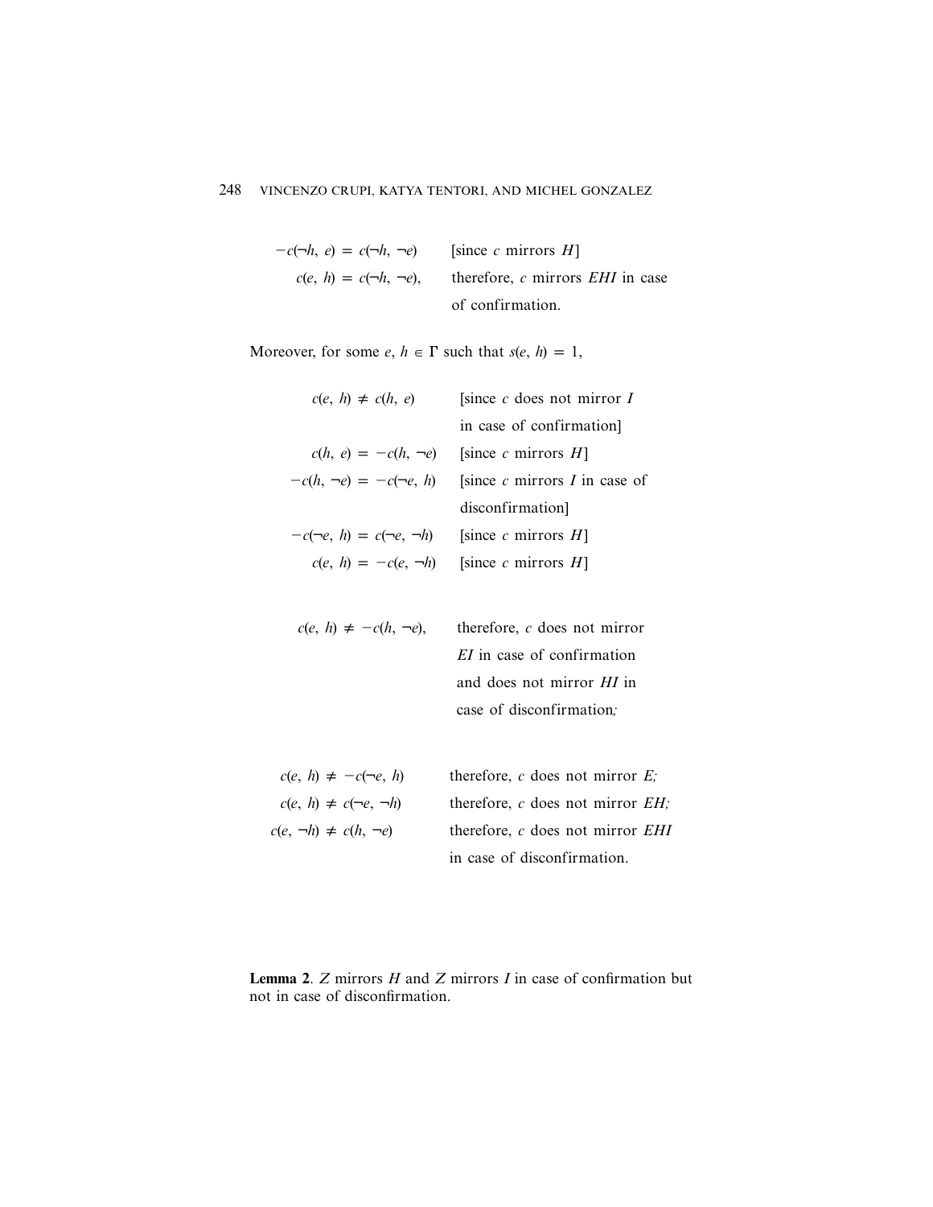| | |
|---|---|
| $-c(\neg h, e) = c(\neg h, \neg e)$ | [since $c$ mirrors $H$] |
| $c(e, h) = c(\neg h, \neg e)$, | therefore, $c$ mirrors $EHI$ in case of confirmation. |

Moreover, for some $e, h \in \Gamma$ such that $s(e, h) = 1$,

| | |
|---|---|
| $c(e, h) \neq c(h, e)$ | [since $c$ does not mirror $I$ in case of confirmation] |
| $c(h, e) = -c(h, \neg e)$ | [since $c$ mirrors $H$] |
| $-c(h, \neg e) = -c(\neg e, h)$ | [since $c$ mirrors $I$ in case of disconfirmation] |
| $-c(\neg e, h) = c(\neg e, \neg h)$ | [since $c$ mirrors $H$] |
| $c(e, h) = -c(e, \neg h)$ | [since $c$ mirrors $H$] |

| | |
|---|---|
| $c(e, h) \neq -c(h, \neg e)$, | therefore, $c$ does not mirror $EI$ in case of confirmation and does not mirror $HI$ in case of disconfirmation; |

| | |
|---|---|
| $c(e, h) \neq -c(\neg e, h)$ | therefore, $c$ does not mirror $E$; |
| $c(e, h) \neq c(\neg e, \neg h)$ | therefore, $c$ does not mirror $EH$; |
| $c(e, \neg h) \neq c(h, \neg e)$ | therefore, $c$ does not mirror $EHI$ in case of disconfirmation. |

**Lemma 2**. $Z$ mirrors $H$ and $Z$ mirrors $I$ in case of confirmation but not in case of disconfirmation.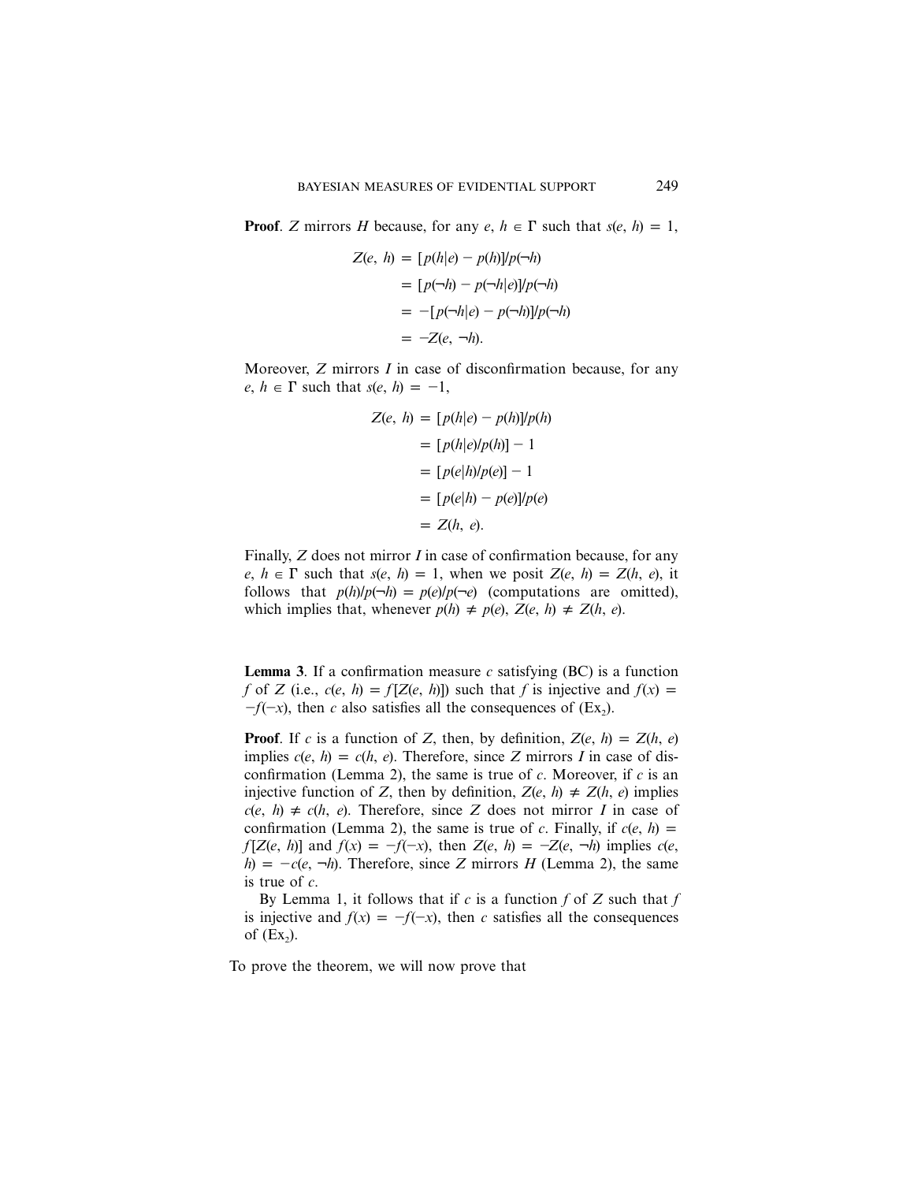**Proof**. $Z$ mirrors $H$ because, for any $e, h \in \Gamma$ such that $s(e, h) = 1$,

$$
\begin{aligned}
Z(e, h) &= [p(h|e) - p(h)]/p(\neg h) \\
&= [p(\neg h) - p(\neg h|e)]/p(\neg h) \\
&= -[p(\neg h|e) - p(\neg h)]/p(\neg h) \\
&= -Z(e, \neg h).
\end{aligned}
$$

Moreover, $Z$ mirrors $I$ in case of disconfirmation because, for any $e, h \in \Gamma$ such that $s(e, h) = -1$,

$$
\begin{aligned}
Z(e, h) &= [p(h|e) - p(h)]/p(h) \\
&= [p(h|e)/p(h)] - 1 \\
&= [p(e|h)/p(e)] - 1 \\
&= [p(e|h) - p(e)]/p(e) \\
&= Z(h, e).
\end{aligned}
$$

Finally, $Z$ does not mirror $I$ in case of confirmation because, for any $e, h \in \Gamma$ such that $s(e, h) = 1$, when we posit $Z(e, h) = Z(h, e)$, it follows that $p(h)/p(\neg h) = p(e)/p(\neg e)$ (computations are omitted), which implies that, whenever $p(h) \neq p(e)$, $Z(e, h) \neq Z(h, e)$.

**Lemma 3**. If a confirmation measure $c$ satisfying (BC) is a function $f$ of $Z$ (i.e., $c(e, h) = f[Z(e, h)]$) such that $f$ is injective and $f(x) = -f(-x)$, then $c$ also satisfies all the consequences of ($Ex_2$).

**Proof**. If $c$ is a function of $Z$, then, by definition, $Z(e, h) = Z(h, e)$ implies $c(e, h) = c(h, e)$. Therefore, since $Z$ mirrors $I$ in case of disconfirmation (Lemma 2), the same is true of $c$. Moreover, if $c$ is an injective function of $Z$, then by definition, $Z(e, h) \neq Z(h, e)$ implies $c(e, h) \neq c(h, e)$. Therefore, since $Z$ does not mirror $I$ in case of confirmation (Lemma 2), the same is true of $c$. Finally, if $c(e, h) = f[Z(e, h)]$ and $f(x) = -f(-x)$, then $Z(e, h) = -Z(e, \neg h)$ implies $c(e, h) = -c(e, \neg h)$. Therefore, since $Z$ mirrors $H$ (Lemma 2), the same is true of $c$.

By Lemma 1, it follows that if $c$ is a function $f$ of $Z$ such that $f$ is injective and $f(x) = -f(-x)$, then $c$ satisfies all the consequences of ($Ex_2$).

To prove the theorem, we will now prove that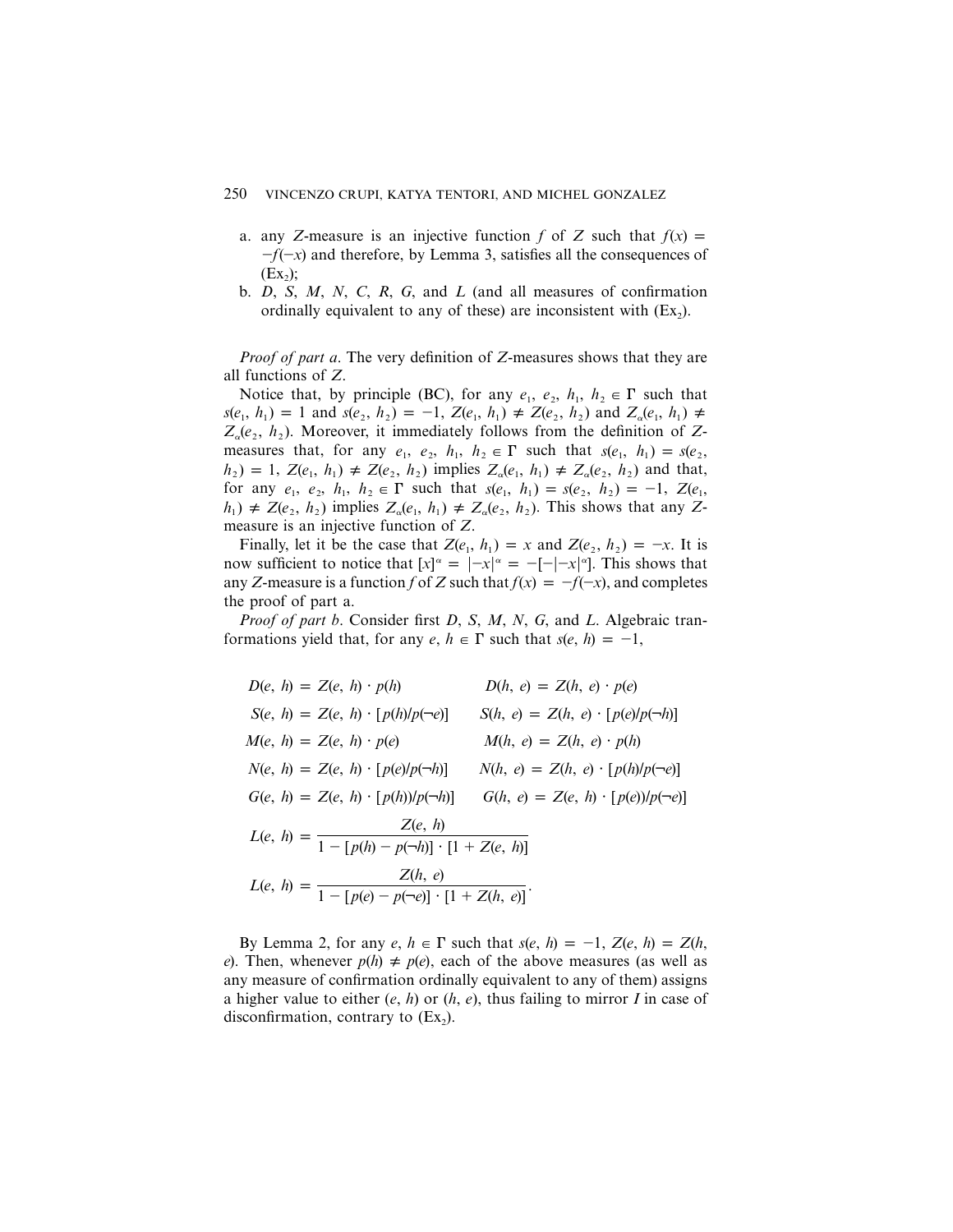a. any $Z$-measure is an injective function $f$ of $Z$ such that $f(x) = -f(-x)$ and therefore, by Lemma 3, satisfies all the consequences of $(\text{Ex}_2)$;
b. $D$, $S$, $M$, $N$, $C$, $R$, $G$, and $L$ (and all measures of confirmation ordinally equivalent to any of these) are inconsistent with $(\text{Ex}_2)$.

*Proof of part a*. The very definition of $Z$-measures shows that they are all functions of $Z$.

Notice that, by principle (BC), for any $e_1, e_2, h_1, h_2 \in \Gamma$ such that $s(e_1, h_1) = 1$ and $s(e_2, h_2) = -1$, $Z(e_1, h_1) \neq Z(e_2, h_2)$ and $Z_\alpha(e_1, h_1) \neq Z_\alpha(e_2, h_2)$. Moreover, it immediately follows from the definition of $Z$-measures that, for any $e_1, e_2, h_1, h_2 \in \Gamma$ such that $s(e_1, h_1) = s(e_2, h_2) = 1$, $Z(e_1, h_1) \neq Z(e_2, h_2)$ implies $Z_\alpha(e_1, h_1) \neq Z_\alpha(e_2, h_2)$ and that, for any $e_1, e_2, h_1, h_2 \in \Gamma$ such that $s(e_1, h_1) = s(e_2, h_2) = -1$, $Z(e_1, h_1) \neq Z(e_2, h_2)$ implies $Z_\alpha(e_1, h_1) \neq Z_\alpha(e_2, h_2)$. This shows that any $Z$-measure is an injective function of $Z$.

Finally, let it be the case that $Z(e_1, h_1) = x$ and $Z(e_2, h_2) = -x$. It is now sufficient to notice that $[x]^\alpha = |-x|^\alpha = -[-|-x|^\alpha]$. This shows that any $Z$-measure is a function $f$ of $Z$ such that $f(x) = -f(-x)$, and completes the proof of part a.

*Proof of part b*. Consider first $D$, $S$, $M$, $N$, $G$, and $L$. Algebraic tranformations yield that, for any $e, h \in \Gamma$ such that $s(e, h) = -1$,

$$D(e, h) = Z(e, h) \cdot p(h) \qquad D(h, e) = Z(h, e) \cdot p(e)$$

$$S(e, h) = Z(e, h) \cdot [p(h)/p(\neg e)] \qquad S(h, e) = Z(h, e) \cdot [p(e)/p(\neg h)]$$

$$M(e, h) = Z(e, h) \cdot p(e) \qquad M(h, e) = Z(h, e) \cdot p(h)$$

$$N(e, h) = Z(e, h) \cdot [p(e)/p(\neg h)] \qquad N(h, e) = Z(h, e) \cdot [p(h)/p(\neg e)]$$

$$G(e, h) = Z(e, h) \cdot [p(h))/p(\neg h)] \qquad G(h, e) = Z(e, h) \cdot [p(e))/p(\neg e)]$$

$$L(e, h) = \frac{Z(e, h)}{1 - [p(h) - p(\neg h)] \cdot [1 + Z(e, h)]}$$

$$L(e, h) = \frac{Z(h, e)}{1 - [p(e) - p(\neg e)] \cdot [1 + Z(h, e)]}.$$

By Lemma 2, for any $e, h \in \Gamma$ such that $s(e, h) = -1$, $Z(e, h) = Z(h, e)$. Then, whenever $p(h) \neq p(e)$, each of the above measures (as well as any measure of confirmation ordinally equivalent to any of them) assigns a higher value to either $(e, h)$ or $(h, e)$, thus failing to mirror $I$ in case of disconfirmation, contrary to $(\text{Ex}_2)$.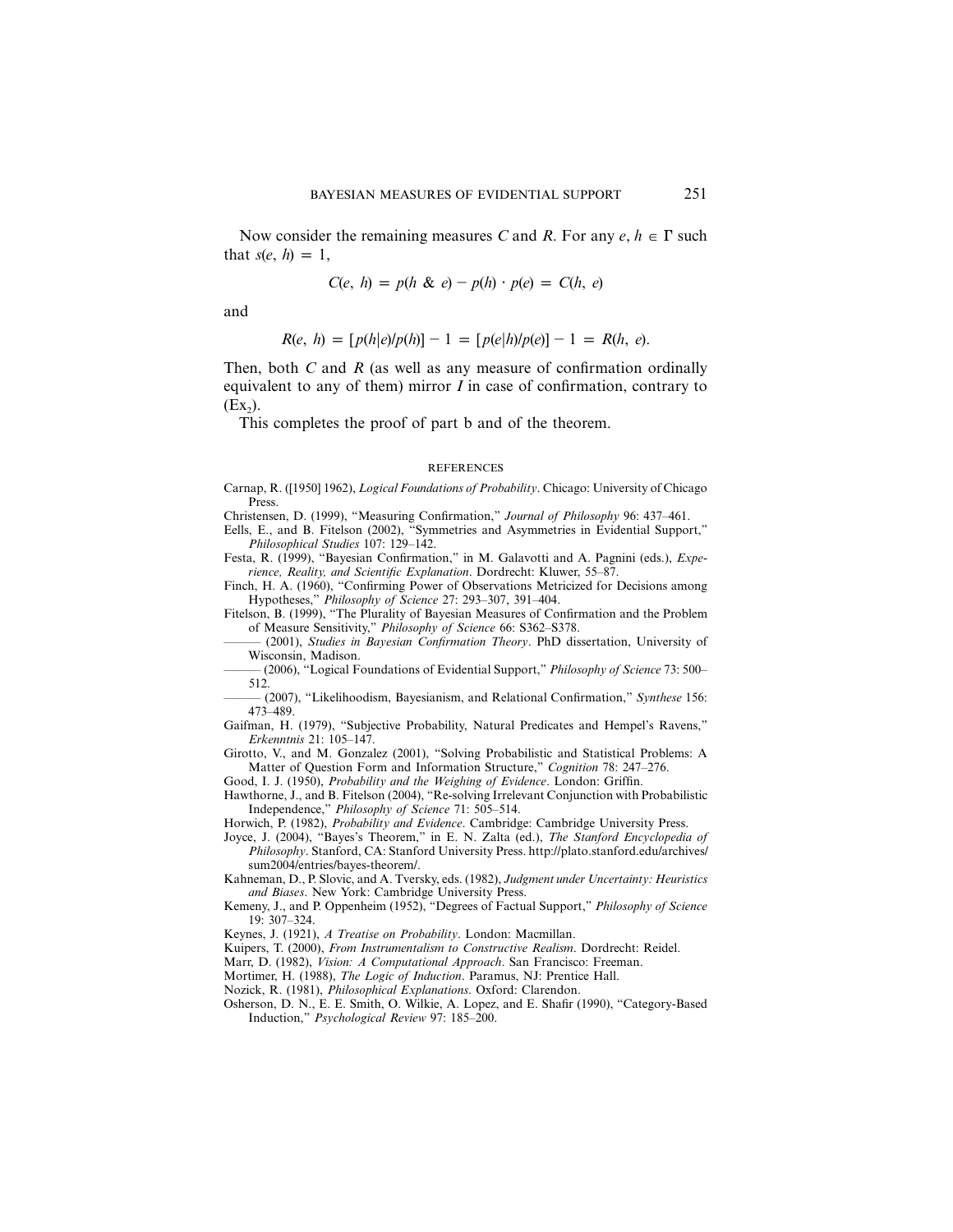Now consider the remaining measures $C$ and $R$. For any $e, h \in \Gamma$ such that $s(e, h) = 1$,

$$C(e, h) = p(h \,\&\, e) - p(h) \cdot p(e) = C(h, e)$$

and

$$R(e, h) = [p(h|e)/p(h)] - 1 = [p(e|h)/p(e)] - 1 = R(h, e).$$

Then, both $C$ and $R$ (as well as any measure of confirmation ordinally equivalent to any of them) mirror $I$ in case of confirmation, contrary to $(\mathrm{Ex}_2)$.

This completes the proof of part b and of the theorem.

## REFERENCES

Carnap, R. ([1950] 1962), *Logical Foundations of Probability*. Chicago: University of Chicago Press.

Christensen, D. (1999), "Measuring Confirmation," *Journal of Philosophy* 96: 437–461.

Eells, E., and B. Fitelson (2002), "Symmetries and Asymmetries in Evidential Support," *Philosophical Studies* 107: 129–142.

Festa, R. (1999), "Bayesian Confirmation," in M. Galavotti and A. Pagnini (eds.), *Experience, Reality, and Scientific Explanation*. Dordrecht: Kluwer, 55–87.

Finch, H. A. (1960), "Confirming Power of Observations Metricized for Decisions among Hypotheses," *Philosophy of Science* 27: 293–307, 391–404.

Fitelson, B. (1999), "The Plurality of Bayesian Measures of Confirmation and the Problem of Measure Sensitivity," *Philosophy of Science* 66: S362–S378.

——— (2001), *Studies in Bayesian Confirmation Theory*. PhD dissertation, University of Wisconsin, Madison.

——— (2006), "Logical Foundations of Evidential Support," *Philosophy of Science* 73: 500–512.

——— (2007), "Likelihoodism, Bayesianism, and Relational Confirmation," *Synthese* 156: 473–489.

Gaifman, H. (1979), "Subjective Probability, Natural Predicates and Hempel's Ravens," *Erkenntnis* 21: 105–147.

Girotto, V., and M. Gonzalez (2001), "Solving Probabilistic and Statistical Problems: A Matter of Question Form and Information Structure," *Cognition* 78: 247–276.

Good, I. J. (1950), *Probability and the Weighing of Evidence*. London: Griffin.

Hawthorne, J., and B. Fitelson (2004), "Re-solving Irrelevant Conjunction with Probabilistic Independence," *Philosophy of Science* 71: 505–514.

Horwich, P. (1982), *Probability and Evidence*. Cambridge: Cambridge University Press.

Joyce, J. (2004), "Bayes's Theorem," in E. N. Zalta (ed.), *The Stanford Encyclopedia of Philosophy*. Stanford, CA: Stanford University Press. http://plato.stanford.edu/archives/sum2004/entries/bayes-theorem/.

Kahneman, D., P. Slovic, and A. Tversky, eds. (1982), *Judgment under Uncertainty: Heuristics and Biases*. New York: Cambridge University Press.

Kemeny, J., and P. Oppenheim (1952), "Degrees of Factual Support," *Philosophy of Science* 19: 307–324.

Keynes, J. (1921), *A Treatise on Probability*. London: Macmillan.

Kuipers, T. (2000), *From Instrumentalism to Constructive Realism*. Dordrecht: Reidel.

Marr, D. (1982), *Vision: A Computational Approach*. San Francisco: Freeman.

Mortimer, H. (1988), *The Logic of Induction*. Paramus, NJ: Prentice Hall.

Nozick, R. (1981), *Philosophical Explanations*. Oxford: Clarendon.

Osherson, D. N., E. E. Smith, O. Wilkie, A. Lopez, and E. Shafir (1990), "Category-Based Induction," *Psychological Review* 97: 185–200.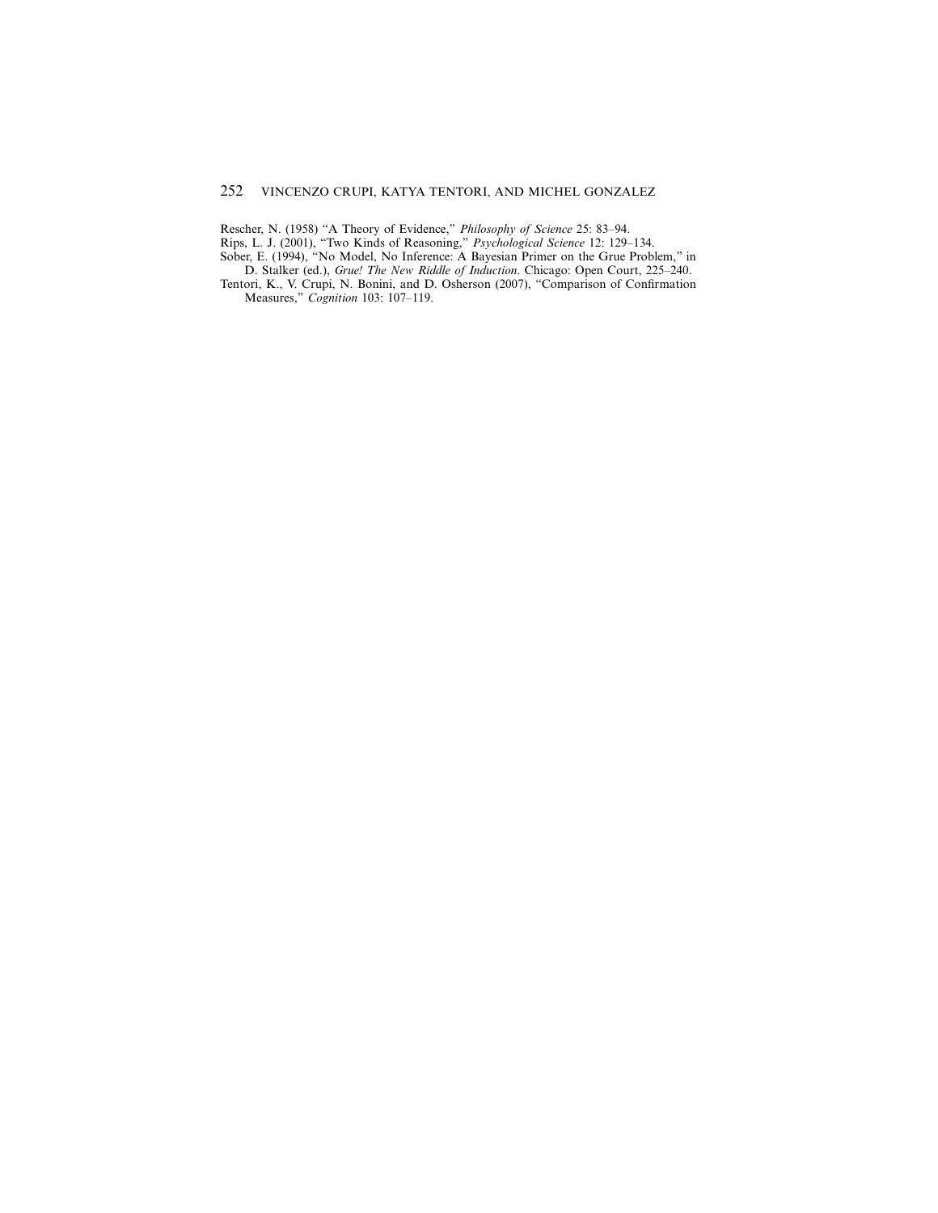Rescher, N. (1958) "A Theory of Evidence," *Philosophy of Science* 25: 83–94.

Rips, L. J. (2001), "Two Kinds of Reasoning," *Psychological Science* 12: 129–134.

Sober, E. (1994), "No Model, No Inference: A Bayesian Primer on the Grue Problem," in D. Stalker (ed.), *Grue! The New Riddle of Induction*. Chicago: Open Court, 225–240.

Tentori, K., V. Crupi, N. Bonini, and D. Osherson (2007), "Comparison of Confirmation Measures," *Cognition* 103: 107–119.